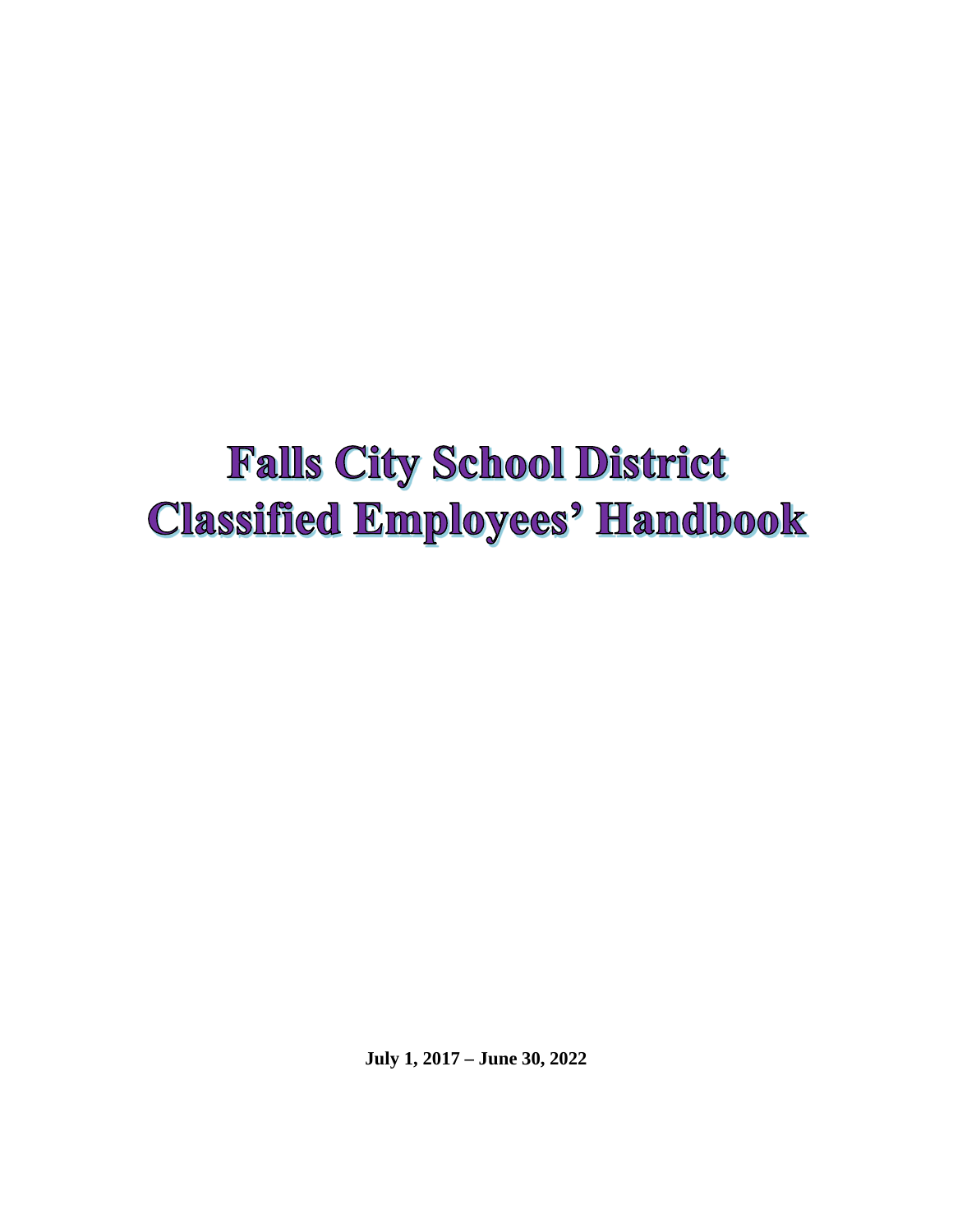# Falls City School District Classified Employees' Handbook

**July 1, 2017 – June 30, 2022**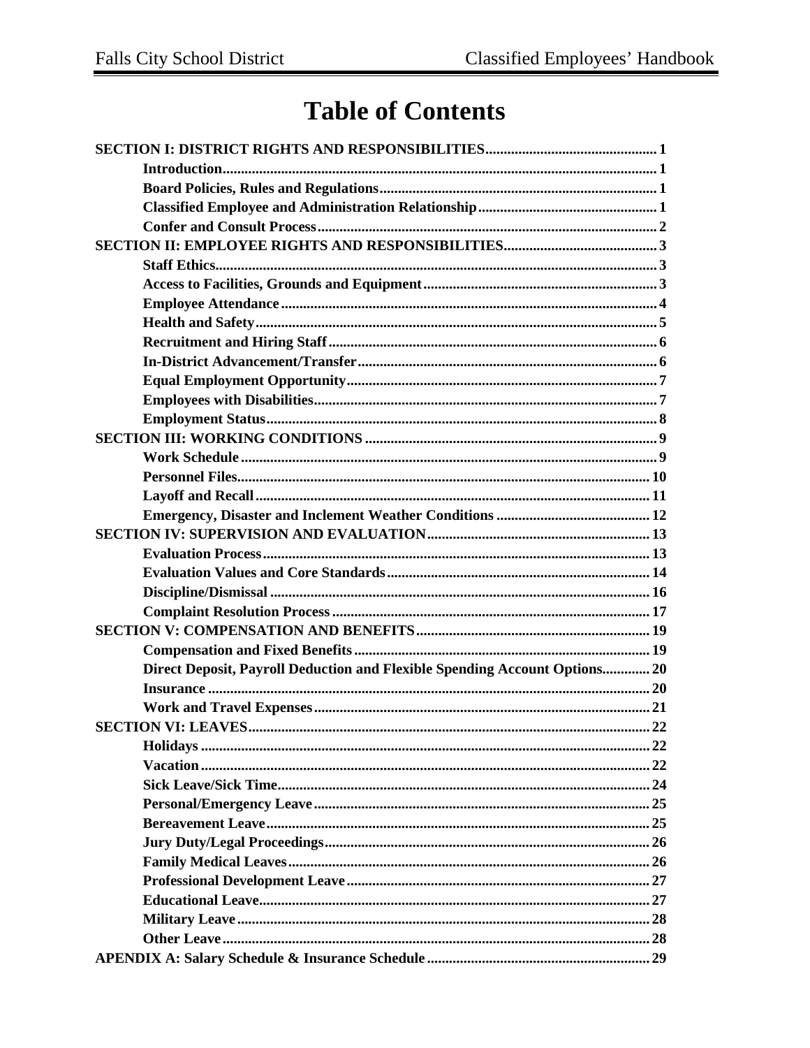# Table of Contents

**SECTION I: DISTRICT RIGHTS AND RESPONSIBILITIES** .......... 1
- **Introduction** .......... 1
- **Board Policies, Rules and Regulations** .......... 1
- **Classified Employee and Administration Relationship** .......... 1
- **Confer and Consult Process** .......... 2

**SECTION II: EMPLOYEE RIGHTS AND RESPONSIBILITIES** .......... 3
- **Staff Ethics** .......... 3
- **Access to Facilities, Grounds and Equipment** .......... 3
- **Employee Attendance** .......... 4
- **Health and Safety** .......... 5
- **Recruitment and Hiring Staff** .......... 6
- **In-District Advancement/Transfer** .......... 6
- **Equal Employment Opportunity** .......... 7
- **Employees with Disabilities** .......... 7
- **Employment Status** .......... 8

**SECTION III: WORKING CONDITIONS** .......... 9
- **Work Schedule** .......... 9
- **Personnel Files** .......... 10
- **Layoff and Recall** .......... 11
- **Emergency, Disaster and Inclement Weather Conditions** .......... 12

**SECTION IV: SUPERVISION AND EVALUATION** .......... 13
- **Evaluation Process** .......... 13
- **Evaluation Values and Core Standards** .......... 14
- **Discipline/Dismissal** .......... 16
- **Complaint Resolution Process** .......... 17

**SECTION V: COMPENSATION AND BENEFITS** .......... 19
- **Compensation and Fixed Benefits** .......... 19
- **Direct Deposit, Payroll Deduction and Flexible Spending Account Options** .......... 20
- **Insurance** .......... 20
- **Work and Travel Expenses** .......... 21

**SECTION VI: LEAVES** .......... 22
- **Holidays** .......... 22
- **Vacation** .......... 22
- **Sick Leave/Sick Time** .......... 24
- **Personal/Emergency Leave** .......... 25
- **Bereavement Leave** .......... 25
- **Jury Duty/Legal Proceedings** .......... 26
- **Family Medical Leaves** .......... 26
- **Professional Development Leave** .......... 27
- **Educational Leave** .......... 27
- **Military Leave** .......... 28
- **Other Leave** .......... 28

**APENDIX A: Salary Schedule & Insurance Schedule** .......... 29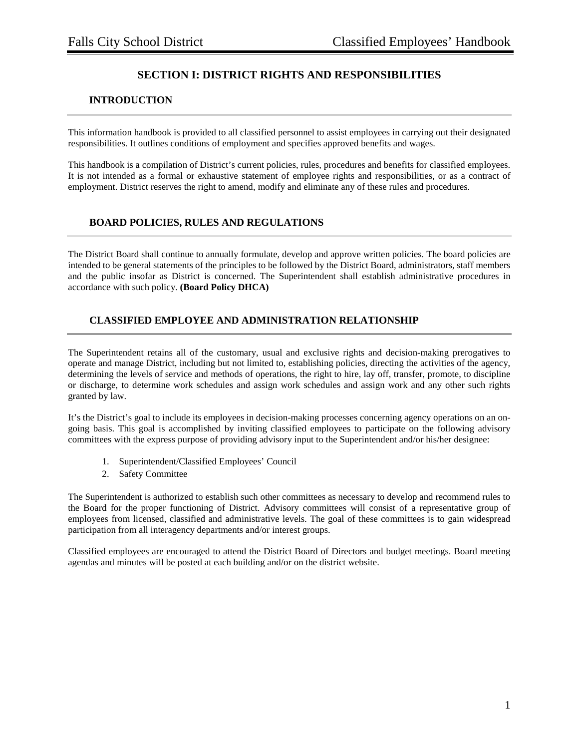# SECTION I: DISTRICT RIGHTS AND RESPONSIBILITIES

## INTRODUCTION

This information handbook is provided to all classified personnel to assist employees in carrying out their designated responsibilities. It outlines conditions of employment and specifies approved benefits and wages.

This handbook is a compilation of District's current policies, rules, procedures and benefits for classified employees. It is not intended as a formal or exhaustive statement of employee rights and responsibilities, or as a contract of employment. District reserves the right to amend, modify and eliminate any of these rules and procedures.

## BOARD POLICIES, RULES AND REGULATIONS

The District Board shall continue to annually formulate, develop and approve written policies. The board policies are intended to be general statements of the principles to be followed by the District Board, administrators, staff members and the public insofar as District is concerned. The Superintendent shall establish administrative procedures in accordance with such policy. **(Board Policy DHCA)**

## CLASSIFIED EMPLOYEE AND ADMINISTRATION RELATIONSHIP

The Superintendent retains all of the customary, usual and exclusive rights and decision-making prerogatives to operate and manage District, including but not limited to, establishing policies, directing the activities of the agency, determining the levels of service and methods of operations, the right to hire, lay off, transfer, promote, to discipline or discharge, to determine work schedules and assign work schedules and assign work and any other such rights granted by law.

It's the District's goal to include its employees in decision-making processes concerning agency operations on an on-going basis. This goal is accomplished by inviting classified employees to participate on the following advisory committees with the express purpose of providing advisory input to the Superintendent and/or his/her designee:

1. Superintendent/Classified Employees' Council
2. Safety Committee

The Superintendent is authorized to establish such other committees as necessary to develop and recommend rules to the Board for the proper functioning of District. Advisory committees will consist of a representative group of employees from licensed, classified and administrative levels. The goal of these committees is to gain widespread participation from all interagency departments and/or interest groups.

Classified employees are encouraged to attend the District Board of Directors and budget meetings. Board meeting agendas and minutes will be posted at each building and/or on the district website.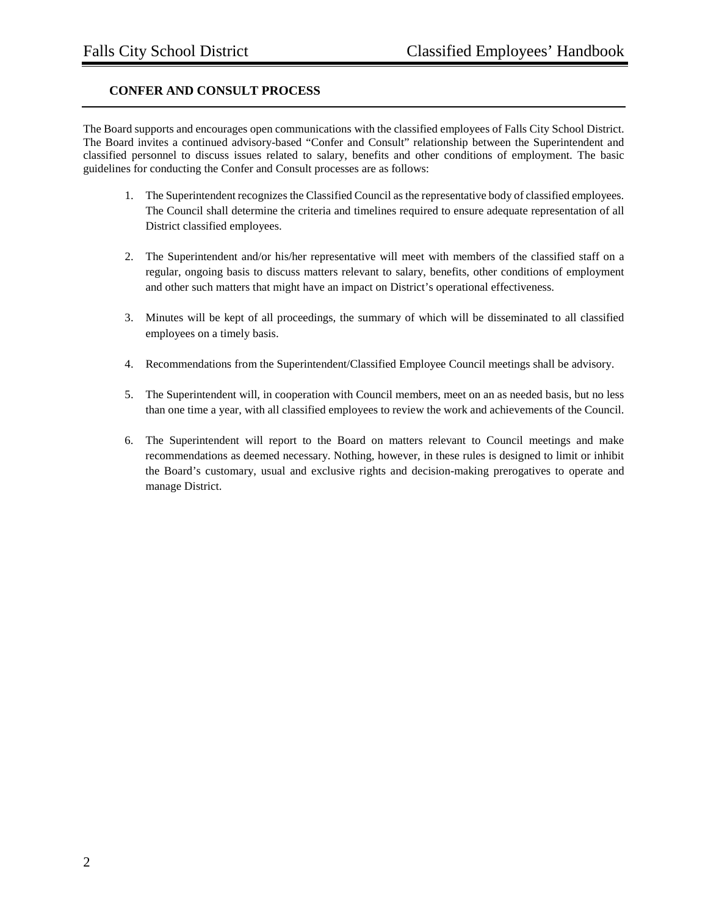## CONFER AND CONSULT PROCESS

The Board supports and encourages open communications with the classified employees of Falls City School District. The Board invites a continued advisory-based "Confer and Consult" relationship between the Superintendent and classified personnel to discuss issues related to salary, benefits and other conditions of employment. The basic guidelines for conducting the Confer and Consult processes are as follows:

1. The Superintendent recognizes the Classified Council as the representative body of classified employees. The Council shall determine the criteria and timelines required to ensure adequate representation of all District classified employees.

2. The Superintendent and/or his/her representative will meet with members of the classified staff on a regular, ongoing basis to discuss matters relevant to salary, benefits, other conditions of employment and other such matters that might have an impact on District's operational effectiveness.

3. Minutes will be kept of all proceedings, the summary of which will be disseminated to all classified employees on a timely basis.

4. Recommendations from the Superintendent/Classified Employee Council meetings shall be advisory.

5. The Superintendent will, in cooperation with Council members, meet on an as needed basis, but no less than one time a year, with all classified employees to review the work and achievements of the Council.

6. The Superintendent will report to the Board on matters relevant to Council meetings and make recommendations as deemed necessary. Nothing, however, in these rules is designed to limit or inhibit the Board's customary, usual and exclusive rights and decision-making prerogatives to operate and manage District.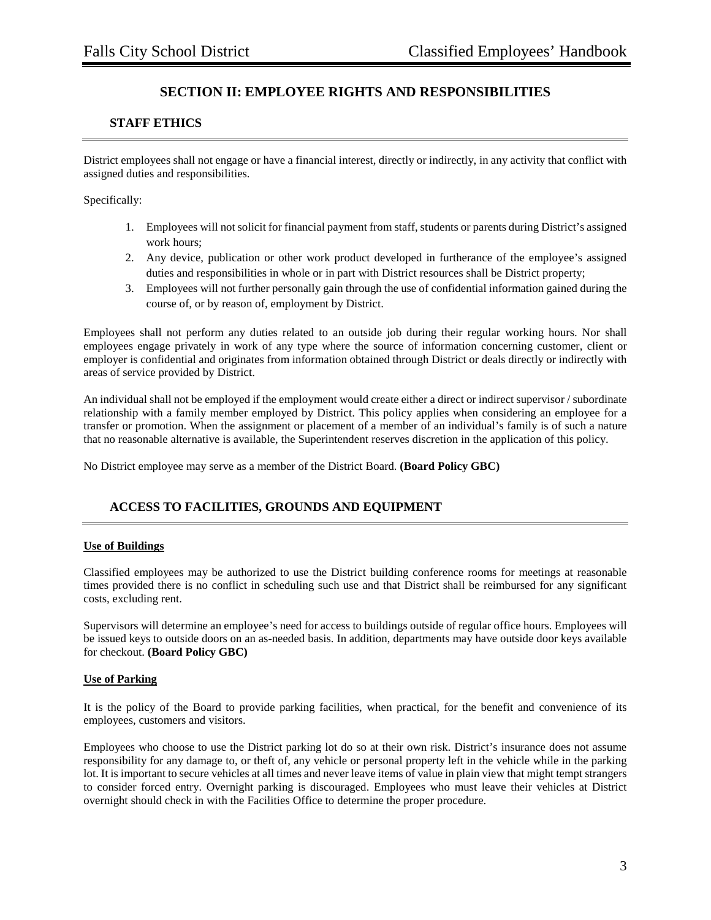# SECTION II: EMPLOYEE RIGHTS AND RESPONSIBILITIES

## STAFF ETHICS

District employees shall not engage or have a financial interest, directly or indirectly, in any activity that conflict with assigned duties and responsibilities.

Specifically:

1. Employees will not solicit for financial payment from staff, students or parents during District's assigned work hours;
2. Any device, publication or other work product developed in furtherance of the employee's assigned duties and responsibilities in whole or in part with District resources shall be District property;
3. Employees will not further personally gain through the use of confidential information gained during the course of, or by reason of, employment by District.

Employees shall not perform any duties related to an outside job during their regular working hours. Nor shall employees engage privately in work of any type where the source of information concerning customer, client or employer is confidential and originates from information obtained through District or deals directly or indirectly with areas of service provided by District.

An individual shall not be employed if the employment would create either a direct or indirect supervisor / subordinate relationship with a family member employed by District. This policy applies when considering an employee for a transfer or promotion. When the assignment or placement of a member of an individual's family is of such a nature that no reasonable alternative is available, the Superintendent reserves discretion in the application of this policy.

No District employee may serve as a member of the District Board. **(Board Policy GBC)**

## ACCESS TO FACILITIES, GROUNDS AND EQUIPMENT

### Use of Buildings

Classified employees may be authorized to use the District building conference rooms for meetings at reasonable times provided there is no conflict in scheduling such use and that District shall be reimbursed for any significant costs, excluding rent.

Supervisors will determine an employee's need for access to buildings outside of regular office hours. Employees will be issued keys to outside doors on an as-needed basis. In addition, departments may have outside door keys available for checkout. **(Board Policy GBC)**

### Use of Parking

It is the policy of the Board to provide parking facilities, when practical, for the benefit and convenience of its employees, customers and visitors.

Employees who choose to use the District parking lot do so at their own risk. District's insurance does not assume responsibility for any damage to, or theft of, any vehicle or personal property left in the vehicle while in the parking lot. It is important to secure vehicles at all times and never leave items of value in plain view that might tempt strangers to consider forced entry. Overnight parking is discouraged. Employees who must leave their vehicles at District overnight should check in with the Facilities Office to determine the proper procedure.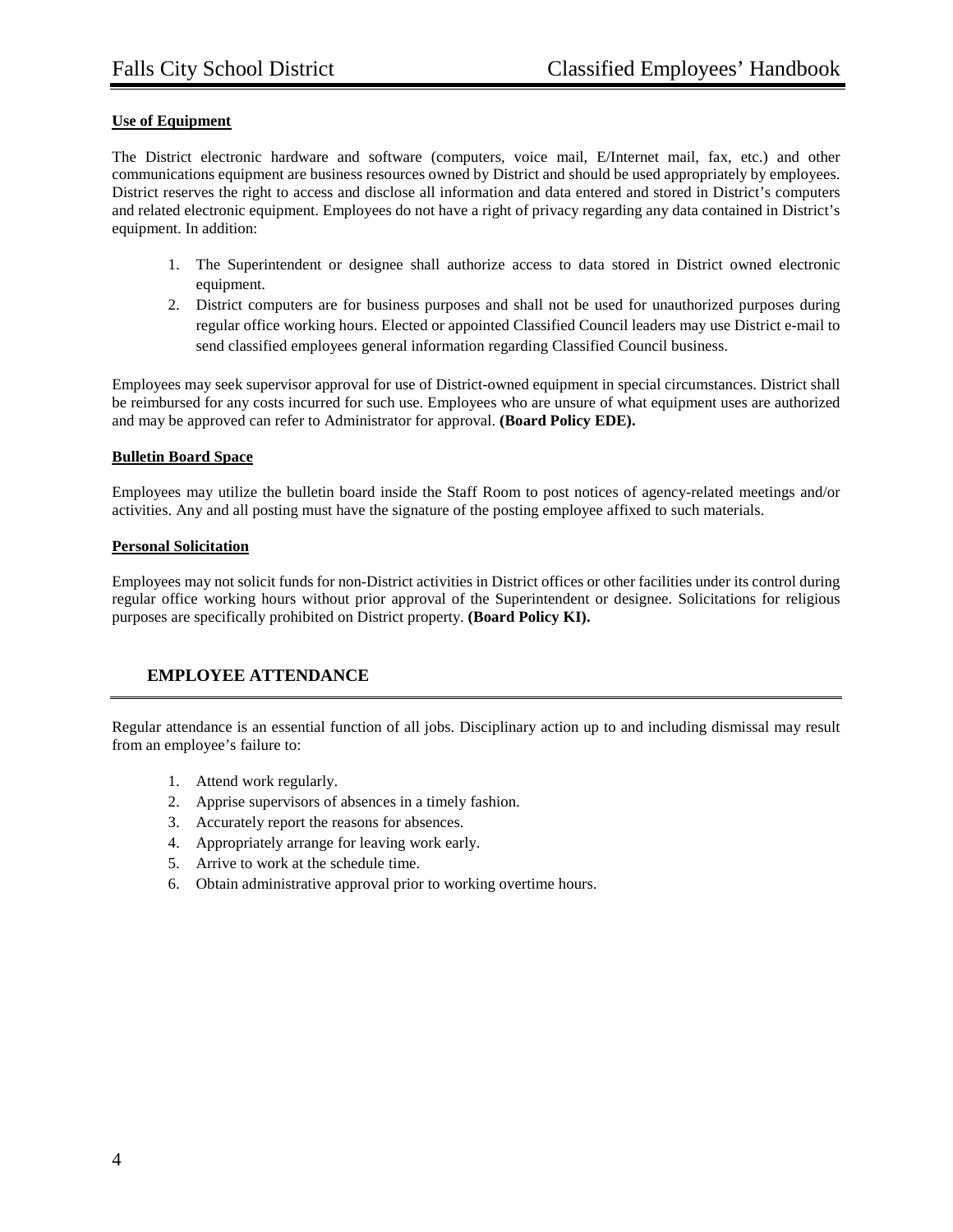**Use of Equipment**

The District electronic hardware and software (computers, voice mail, E/Internet mail, fax, etc.) and other communications equipment are business resources owned by District and should be used appropriately by employees. District reserves the right to access and disclose all information and data entered and stored in District's computers and related electronic equipment. Employees do not have a right of privacy regarding any data contained in District's equipment. In addition:

1. The Superintendent or designee shall authorize access to data stored in District owned electronic equipment.
2. District computers are for business purposes and shall not be used for unauthorized purposes during regular office working hours. Elected or appointed Classified Council leaders may use District e-mail to send classified employees general information regarding Classified Council business.

Employees may seek supervisor approval for use of District-owned equipment in special circumstances. District shall be reimbursed for any costs incurred for such use. Employees who are unsure of what equipment uses are authorized and may be approved can refer to Administrator for approval. **(Board Policy EDE).**

**Bulletin Board Space**

Employees may utilize the bulletin board inside the Staff Room to post notices of agency-related meetings and/or activities. Any and all posting must have the signature of the posting employee affixed to such materials.

**Personal Solicitation**

Employees may not solicit funds for non-District activities in District offices or other facilities under its control during regular office working hours without prior approval of the Superintendent or designee. Solicitations for religious purposes are specifically prohibited on District property. **(Board Policy KI).**

## EMPLOYEE ATTENDANCE

Regular attendance is an essential function of all jobs. Disciplinary action up to and including dismissal may result from an employee's failure to:

1. Attend work regularly.
2. Apprise supervisors of absences in a timely fashion.
3. Accurately report the reasons for absences.
4. Appropriately arrange for leaving work early.
5. Arrive to work at the schedule time.
6. Obtain administrative approval prior to working overtime hours.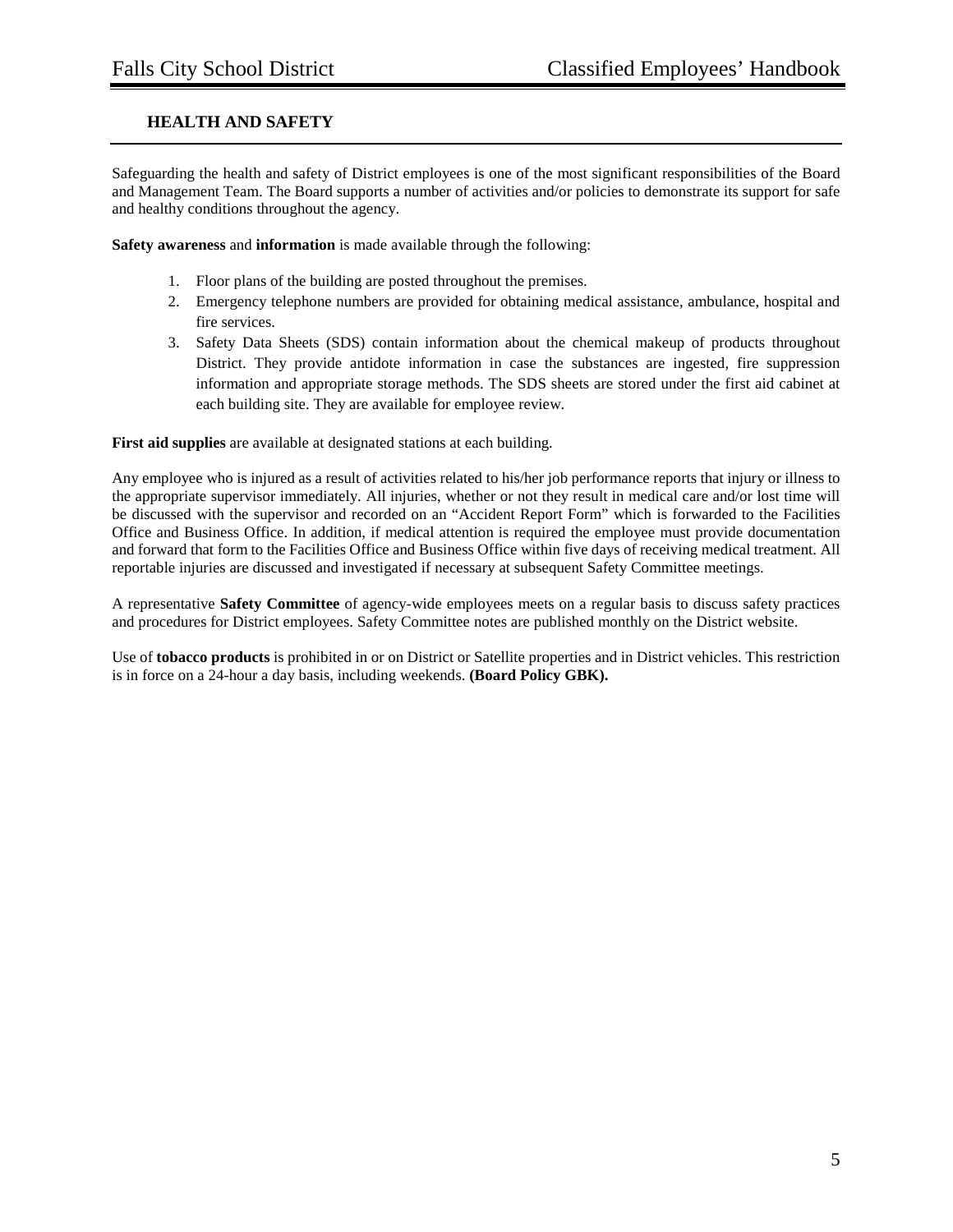## HEALTH AND SAFETY

Safeguarding the health and safety of District employees is one of the most significant responsibilities of the Board and Management Team. The Board supports a number of activities and/or policies to demonstrate its support for safe and healthy conditions throughout the agency.

**Safety awareness** and **information** is made available through the following:

1. Floor plans of the building are posted throughout the premises.
2. Emergency telephone numbers are provided for obtaining medical assistance, ambulance, hospital and fire services.
3. Safety Data Sheets (SDS) contain information about the chemical makeup of products throughout District. They provide antidote information in case the substances are ingested, fire suppression information and appropriate storage methods. The SDS sheets are stored under the first aid cabinet at each building site. They are available for employee review.

**First aid supplies** are available at designated stations at each building.

Any employee who is injured as a result of activities related to his/her job performance reports that injury or illness to the appropriate supervisor immediately. All injuries, whether or not they result in medical care and/or lost time will be discussed with the supervisor and recorded on an "Accident Report Form" which is forwarded to the Facilities Office and Business Office. In addition, if medical attention is required the employee must provide documentation and forward that form to the Facilities Office and Business Office within five days of receiving medical treatment. All reportable injuries are discussed and investigated if necessary at subsequent Safety Committee meetings.

A representative **Safety Committee** of agency-wide employees meets on a regular basis to discuss safety practices and procedures for District employees. Safety Committee notes are published monthly on the District website.

Use of **tobacco products** is prohibited in or on District or Satellite properties and in District vehicles. This restriction is in force on a 24-hour a day basis, including weekends. **(Board Policy GBK).**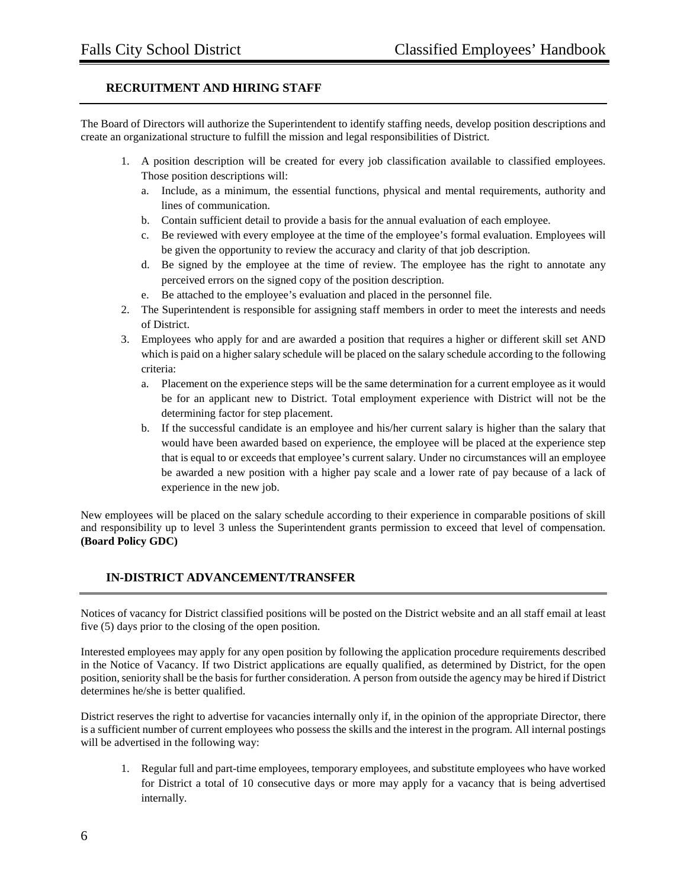## RECRUITMENT AND HIRING STAFF

The Board of Directors will authorize the Superintendent to identify staffing needs, develop position descriptions and create an organizational structure to fulfill the mission and legal responsibilities of District.

1. A position description will be created for every job classification available to classified employees. Those position descriptions will:
   a. Include, as a minimum, the essential functions, physical and mental requirements, authority and lines of communication.
   b. Contain sufficient detail to provide a basis for the annual evaluation of each employee.
   c. Be reviewed with every employee at the time of the employee's formal evaluation. Employees will be given the opportunity to review the accuracy and clarity of that job description.
   d. Be signed by the employee at the time of review. The employee has the right to annotate any perceived errors on the signed copy of the position description.
   e. Be attached to the employee's evaluation and placed in the personnel file.
2. The Superintendent is responsible for assigning staff members in order to meet the interests and needs of District.
3. Employees who apply for and are awarded a position that requires a higher or different skill set AND which is paid on a higher salary schedule will be placed on the salary schedule according to the following criteria:
   a. Placement on the experience steps will be the same determination for a current employee as it would be for an applicant new to District. Total employment experience with District will not be the determining factor for step placement.
   b. If the successful candidate is an employee and his/her current salary is higher than the salary that would have been awarded based on experience, the employee will be placed at the experience step that is equal to or exceeds that employee's current salary. Under no circumstances will an employee be awarded a new position with a higher pay scale and a lower rate of pay because of a lack of experience in the new job.

New employees will be placed on the salary schedule according to their experience in comparable positions of skill and responsibility up to level 3 unless the Superintendent grants permission to exceed that level of compensation. **(Board Policy GDC)**

## IN-DISTRICT ADVANCEMENT/TRANSFER

Notices of vacancy for District classified positions will be posted on the District website and an all staff email at least five (5) days prior to the closing of the open position.

Interested employees may apply for any open position by following the application procedure requirements described in the Notice of Vacancy. If two District applications are equally qualified, as determined by District, for the open position, seniority shall be the basis for further consideration. A person from outside the agency may be hired if District determines he/she is better qualified.

District reserves the right to advertise for vacancies internally only if, in the opinion of the appropriate Director, there is a sufficient number of current employees who possess the skills and the interest in the program. All internal postings will be advertised in the following way:

1. Regular full and part-time employees, temporary employees, and substitute employees who have worked for District a total of 10 consecutive days or more may apply for a vacancy that is being advertised internally.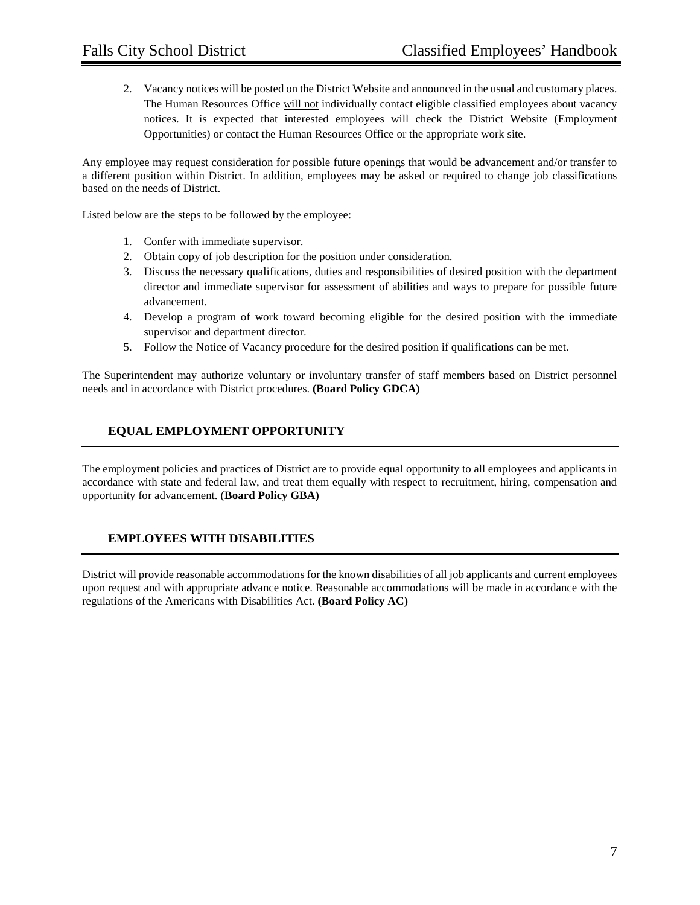2. Vacancy notices will be posted on the District Website and announced in the usual and customary places. The Human Resources Office <u>will not</u> individually contact eligible classified employees about vacancy notices. It is expected that interested employees will check the District Website (Employment Opportunities) or contact the Human Resources Office or the appropriate work site.

Any employee may request consideration for possible future openings that would be advancement and/or transfer to a different position within District. In addition, employees may be asked or required to change job classifications based on the needs of District.

Listed below are the steps to be followed by the employee:

1. Confer with immediate supervisor.
2. Obtain copy of job description for the position under consideration.
3. Discuss the necessary qualifications, duties and responsibilities of desired position with the department director and immediate supervisor for assessment of abilities and ways to prepare for possible future advancement.
4. Develop a program of work toward becoming eligible for the desired position with the immediate supervisor and department director.
5. Follow the Notice of Vacancy procedure for the desired position if qualifications can be met.

The Superintendent may authorize voluntary or involuntary transfer of staff members based on District personnel needs and in accordance with District procedures. **(Board Policy GDCA)**

## EQUAL EMPLOYMENT OPPORTUNITY

The employment policies and practices of District are to provide equal opportunity to all employees and applicants in accordance with state and federal law, and treat them equally with respect to recruitment, hiring, compensation and opportunity for advancement. (**Board Policy GBA)**

## EMPLOYEES WITH DISABILITIES

District will provide reasonable accommodations for the known disabilities of all job applicants and current employees upon request and with appropriate advance notice. Reasonable accommodations will be made in accordance with the regulations of the Americans with Disabilities Act. **(Board Policy AC)**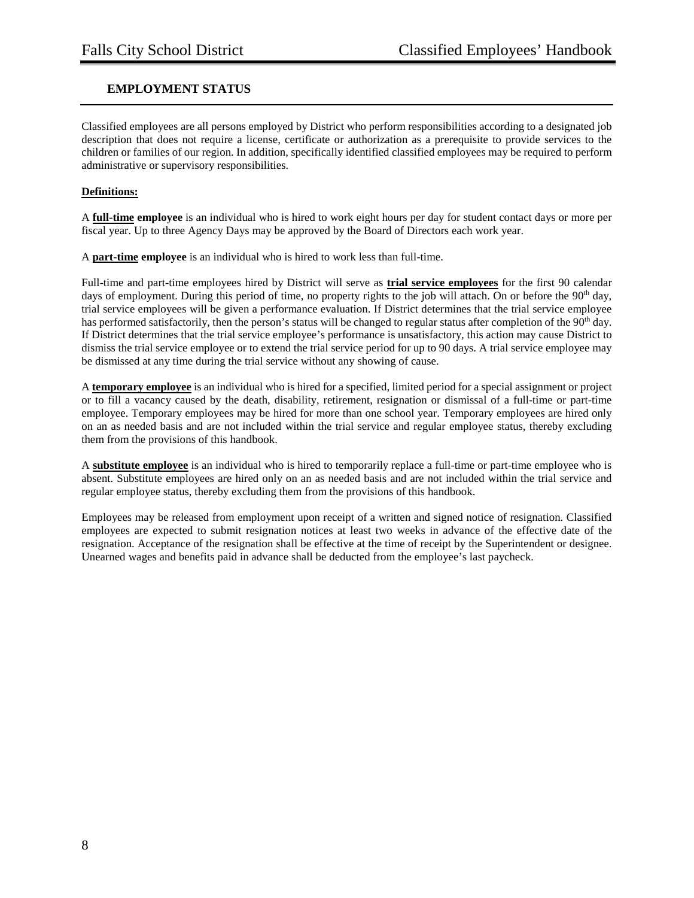## EMPLOYMENT STATUS

Classified employees are all persons employed by District who perform responsibilities according to a designated job description that does not require a license, certificate or authorization as a prerequisite to provide services to the children or families of our region. In addition, specifically identified classified employees may be required to perform administrative or supervisory responsibilities.

**Definitions:**

A **full-time employee** is an individual who is hired to work eight hours per day for student contact days or more per fiscal year. Up to three Agency Days may be approved by the Board of Directors each work year.

A **part-time employee** is an individual who is hired to work less than full-time.

Full-time and part-time employees hired by District will serve as **trial service employees** for the first 90 calendar days of employment. During this period of time, no property rights to the job will attach. On or before the 90th day, trial service employees will be given a performance evaluation. If District determines that the trial service employee has performed satisfactorily, then the person's status will be changed to regular status after completion of the 90th day. If District determines that the trial service employee's performance is unsatisfactory, this action may cause District to dismiss the trial service employee or to extend the trial service period for up to 90 days. A trial service employee may be dismissed at any time during the trial service without any showing of cause.

A **temporary employee** is an individual who is hired for a specified, limited period for a special assignment or project or to fill a vacancy caused by the death, disability, retirement, resignation or dismissal of a full-time or part-time employee. Temporary employees may be hired for more than one school year. Temporary employees are hired only on an as needed basis and are not included within the trial service and regular employee status, thereby excluding them from the provisions of this handbook.

A **substitute employee** is an individual who is hired to temporarily replace a full-time or part-time employee who is absent. Substitute employees are hired only on an as needed basis and are not included within the trial service and regular employee status, thereby excluding them from the provisions of this handbook.

Employees may be released from employment upon receipt of a written and signed notice of resignation. Classified employees are expected to submit resignation notices at least two weeks in advance of the effective date of the resignation. Acceptance of the resignation shall be effective at the time of receipt by the Superintendent or designee. Unearned wages and benefits paid in advance shall be deducted from the employee's last paycheck.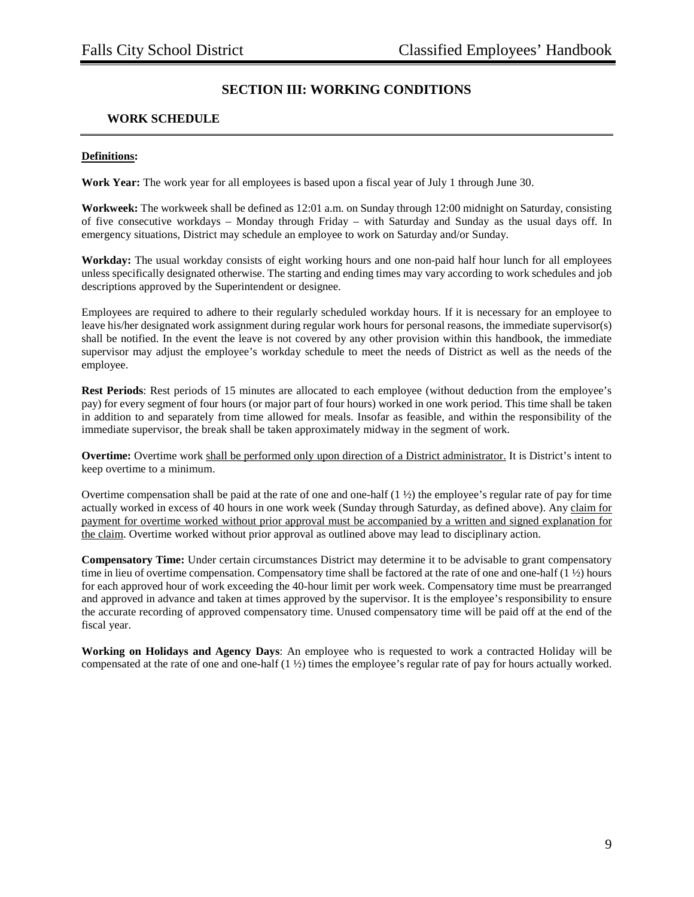## SECTION III: WORKING CONDITIONS

### WORK SCHEDULE

**Definitions:**

**Work Year:** The work year for all employees is based upon a fiscal year of July 1 through June 30.

**Workweek:** The workweek shall be defined as 12:01 a.m. on Sunday through 12:00 midnight on Saturday, consisting of five consecutive workdays – Monday through Friday – with Saturday and Sunday as the usual days off. In emergency situations, District may schedule an employee to work on Saturday and/or Sunday.

**Workday:** The usual workday consists of eight working hours and one non-paid half hour lunch for all employees unless specifically designated otherwise. The starting and ending times may vary according to work schedules and job descriptions approved by the Superintendent or designee.

Employees are required to adhere to their regularly scheduled workday hours. If it is necessary for an employee to leave his/her designated work assignment during regular work hours for personal reasons, the immediate supervisor(s) shall be notified. In the event the leave is not covered by any other provision within this handbook, the immediate supervisor may adjust the employee's workday schedule to meet the needs of District as well as the needs of the employee.

**Rest Periods**: Rest periods of 15 minutes are allocated to each employee (without deduction from the employee's pay) for every segment of four hours (or major part of four hours) worked in one work period. This time shall be taken in addition to and separately from time allowed for meals. Insofar as feasible, and within the responsibility of the immediate supervisor, the break shall be taken approximately midway in the segment of work.

**Overtime:** Overtime work shall be performed only upon direction of a District administrator. It is District's intent to keep overtime to a minimum.

Overtime compensation shall be paid at the rate of one and one-half (1 ½) the employee's regular rate of pay for time actually worked in excess of 40 hours in one work week (Sunday through Saturday, as defined above). Any claim for payment for overtime worked without prior approval must be accompanied by a written and signed explanation for the claim. Overtime worked without prior approval as outlined above may lead to disciplinary action.

**Compensatory Time:** Under certain circumstances District may determine it to be advisable to grant compensatory time in lieu of overtime compensation. Compensatory time shall be factored at the rate of one and one-half (1 ½) hours for each approved hour of work exceeding the 40-hour limit per work week. Compensatory time must be prearranged and approved in advance and taken at times approved by the supervisor. It is the employee's responsibility to ensure the accurate recording of approved compensatory time. Unused compensatory time will be paid off at the end of the fiscal year.

**Working on Holidays and Agency Days**: An employee who is requested to work a contracted Holiday will be compensated at the rate of one and one-half (1 ½) times the employee's regular rate of pay for hours actually worked.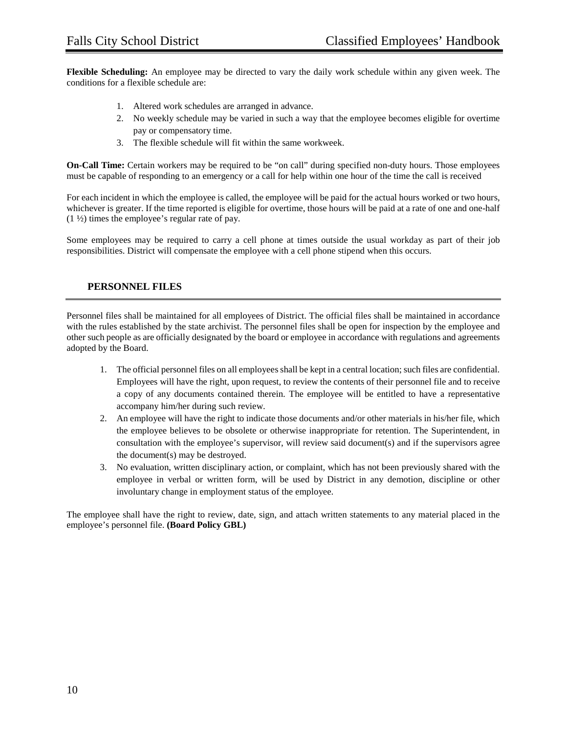**Flexible Scheduling:** An employee may be directed to vary the daily work schedule within any given week. The conditions for a flexible schedule are:

1. Altered work schedules are arranged in advance.
2. No weekly schedule may be varied in such a way that the employee becomes eligible for overtime pay or compensatory time.
3. The flexible schedule will fit within the same workweek.

**On-Call Time:** Certain workers may be required to be "on call" during specified non-duty hours. Those employees must be capable of responding to an emergency or a call for help within one hour of the time the call is received

For each incident in which the employee is called, the employee will be paid for the actual hours worked or two hours, whichever is greater. If the time reported is eligible for overtime, those hours will be paid at a rate of one and one-half (1 ½) times the employee's regular rate of pay.

Some employees may be required to carry a cell phone at times outside the usual workday as part of their job responsibilities. District will compensate the employee with a cell phone stipend when this occurs.

## PERSONNEL FILES

Personnel files shall be maintained for all employees of District. The official files shall be maintained in accordance with the rules established by the state archivist. The personnel files shall be open for inspection by the employee and other such people as are officially designated by the board or employee in accordance with regulations and agreements adopted by the Board.

1. The official personnel files on all employees shall be kept in a central location; such files are confidential. Employees will have the right, upon request, to review the contents of their personnel file and to receive a copy of any documents contained therein. The employee will be entitled to have a representative accompany him/her during such review.
2. An employee will have the right to indicate those documents and/or other materials in his/her file, which the employee believes to be obsolete or otherwise inappropriate for retention. The Superintendent, in consultation with the employee's supervisor, will review said document(s) and if the supervisors agree the document(s) may be destroyed.
3. No evaluation, written disciplinary action, or complaint, which has not been previously shared with the employee in verbal or written form, will be used by District in any demotion, discipline or other involuntary change in employment status of the employee.

The employee shall have the right to review, date, sign, and attach written statements to any material placed in the employee's personnel file. **(Board Policy GBL)**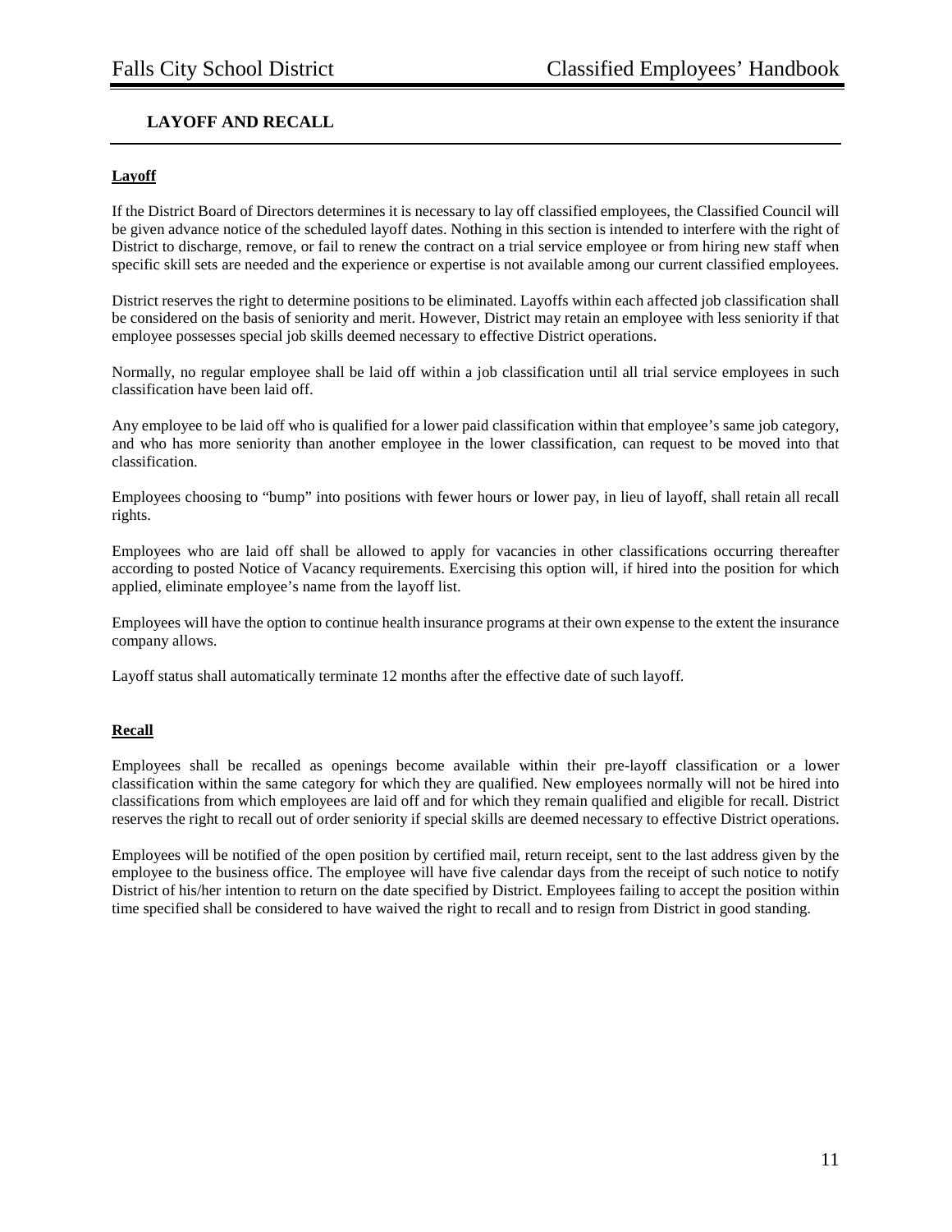## LAYOFF AND RECALL

**Layoff**

If the District Board of Directors determines it is necessary to lay off classified employees, the Classified Council will be given advance notice of the scheduled layoff dates. Nothing in this section is intended to interfere with the right of District to discharge, remove, or fail to renew the contract on a trial service employee or from hiring new staff when specific skill sets are needed and the experience or expertise is not available among our current classified employees.

District reserves the right to determine positions to be eliminated. Layoffs within each affected job classification shall be considered on the basis of seniority and merit. However, District may retain an employee with less seniority if that employee possesses special job skills deemed necessary to effective District operations.

Normally, no regular employee shall be laid off within a job classification until all trial service employees in such classification have been laid off.

Any employee to be laid off who is qualified for a lower paid classification within that employee's same job category, and who has more seniority than another employee in the lower classification, can request to be moved into that classification.

Employees choosing to "bump" into positions with fewer hours or lower pay, in lieu of layoff, shall retain all recall rights.

Employees who are laid off shall be allowed to apply for vacancies in other classifications occurring thereafter according to posted Notice of Vacancy requirements. Exercising this option will, if hired into the position for which applied, eliminate employee's name from the layoff list.

Employees will have the option to continue health insurance programs at their own expense to the extent the insurance company allows.

Layoff status shall automatically terminate 12 months after the effective date of such layoff.

**Recall**

Employees shall be recalled as openings become available within their pre-layoff classification or a lower classification within the same category for which they are qualified. New employees normally will not be hired into classifications from which employees are laid off and for which they remain qualified and eligible for recall. District reserves the right to recall out of order seniority if special skills are deemed necessary to effective District operations.

Employees will be notified of the open position by certified mail, return receipt, sent to the last address given by the employee to the business office. The employee will have five calendar days from the receipt of such notice to notify District of his/her intention to return on the date specified by District. Employees failing to accept the position within time specified shall be considered to have waived the right to recall and to resign from District in good standing.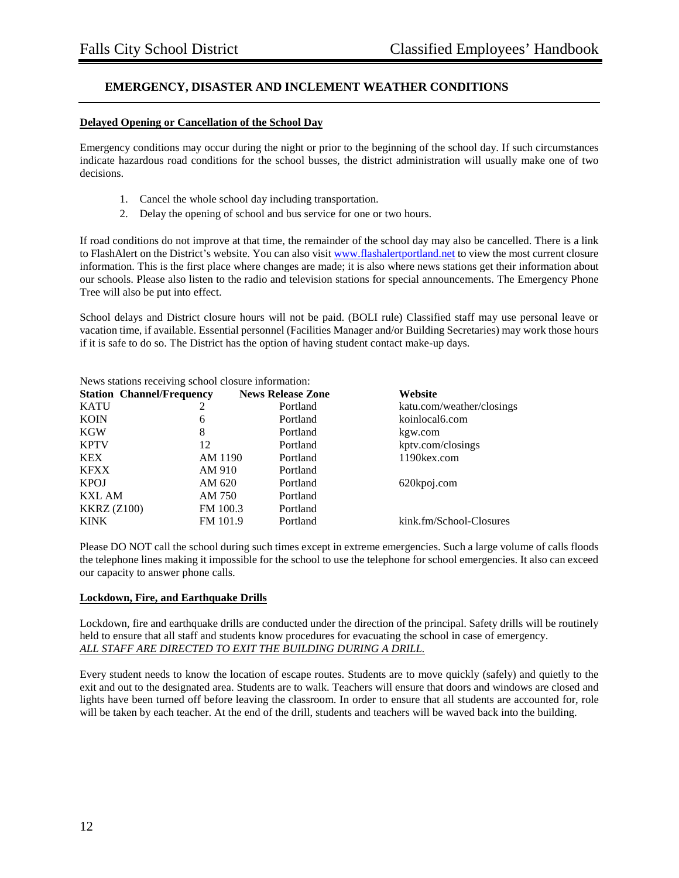## EMERGENCY, DISASTER AND INCLEMENT WEATHER CONDITIONS

### Delayed Opening or Cancellation of the School Day

Emergency conditions may occur during the night or prior to the beginning of the school day. If such circumstances indicate hazardous road conditions for the school busses, the district administration will usually make one of two decisions.

1. Cancel the whole school day including transportation.
2. Delay the opening of school and bus service for one or two hours.

If road conditions do not improve at that time, the remainder of the school day may also be cancelled. There is a link to FlashAlert on the District's website. You can also visit www.flashalertportland.net to view the most current closure information. This is the first place where changes are made; it is also where news stations get their information about our schools. Please also listen to the radio and television stations for special announcements. The Emergency Phone Tree will also be put into effect.

School delays and District closure hours will not be paid. (BOLI rule) Classified staff may use personal leave or vacation time, if available. Essential personnel (Facilities Manager and/or Building Secretaries) may work those hours if it is safe to do so. The District has the option of having student contact make-up days.

News stations receiving school closure information:

| Station | Channel/Frequency | News Release Zone | Website |
|---|---|---|---|
| KATU | 2 | Portland | katu.com/weather/closings |
| KOIN | 6 | Portland | koinlocal6.com |
| KGW | 8 | Portland | kgw.com |
| KPTV | 12 | Portland | kptv.com/closings |
| KEX | AM 1190 | Portland | 1190kex.com |
| KFXX | AM 910 | Portland | |
| KPOJ | AM 620 | Portland | 620kpoj.com |
| KXL AM | AM 750 | Portland | |
| KKRZ (Z100) | FM 100.3 | Portland | |
| KINK | FM 101.9 | Portland | kink.fm/School-Closures |

Please DO NOT call the school during such times except in extreme emergencies. Such a large volume of calls floods the telephone lines making it impossible for the school to use the telephone for school emergencies. It also can exceed our capacity to answer phone calls.

### Lockdown, Fire, and Earthquake Drills

Lockdown, fire and earthquake drills are conducted under the direction of the principal. Safety drills will be routinely held to ensure that all staff and students know procedures for evacuating the school in case of emergency.
*ALL STAFF ARE DIRECTED TO EXIT THE BUILDING DURING A DRILL.*

Every student needs to know the location of escape routes. Students are to move quickly (safely) and quietly to the exit and out to the designated area. Students are to walk. Teachers will ensure that doors and windows are closed and lights have been turned off before leaving the classroom. In order to ensure that all students are accounted for, role will be taken by each teacher. At the end of the drill, students and teachers will be waved back into the building.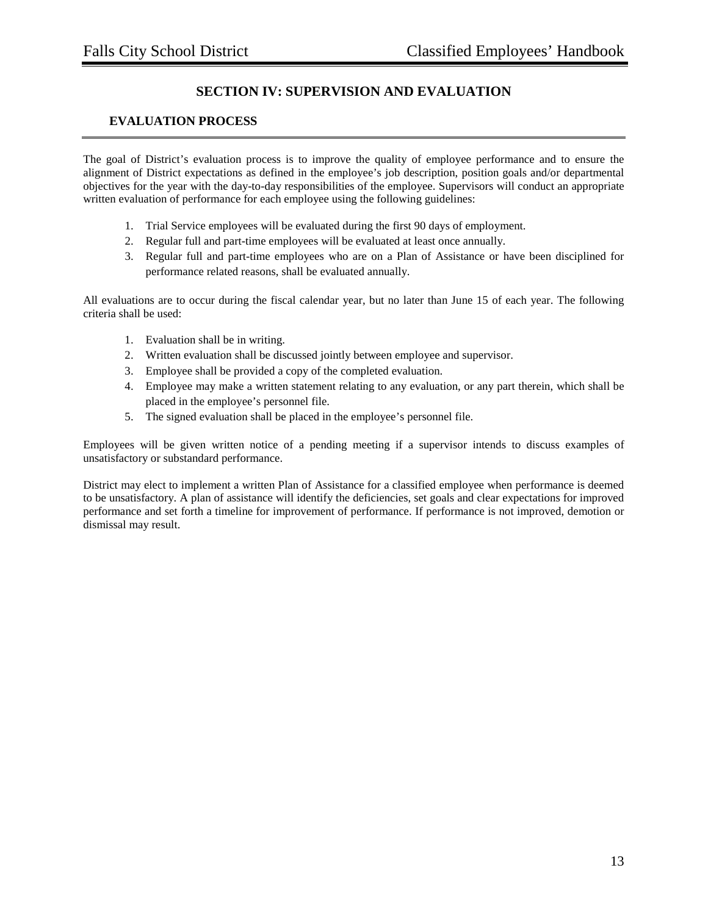# SECTION IV: SUPERVISION AND EVALUATION

## EVALUATION PROCESS

The goal of District's evaluation process is to improve the quality of employee performance and to ensure the alignment of District expectations as defined in the employee's job description, position goals and/or departmental objectives for the year with the day-to-day responsibilities of the employee. Supervisors will conduct an appropriate written evaluation of performance for each employee using the following guidelines:

1. Trial Service employees will be evaluated during the first 90 days of employment.
2. Regular full and part-time employees will be evaluated at least once annually.
3. Regular full and part-time employees who are on a Plan of Assistance or have been disciplined for performance related reasons, shall be evaluated annually.

All evaluations are to occur during the fiscal calendar year, but no later than June 15 of each year. The following criteria shall be used:

1. Evaluation shall be in writing.
2. Written evaluation shall be discussed jointly between employee and supervisor.
3. Employee shall be provided a copy of the completed evaluation.
4. Employee may make a written statement relating to any evaluation, or any part therein, which shall be placed in the employee's personnel file.
5. The signed evaluation shall be placed in the employee's personnel file.

Employees will be given written notice of a pending meeting if a supervisor intends to discuss examples of unsatisfactory or substandard performance.

District may elect to implement a written Plan of Assistance for a classified employee when performance is deemed to be unsatisfactory. A plan of assistance will identify the deficiencies, set goals and clear expectations for improved performance and set forth a timeline for improvement of performance. If performance is not improved, demotion or dismissal may result.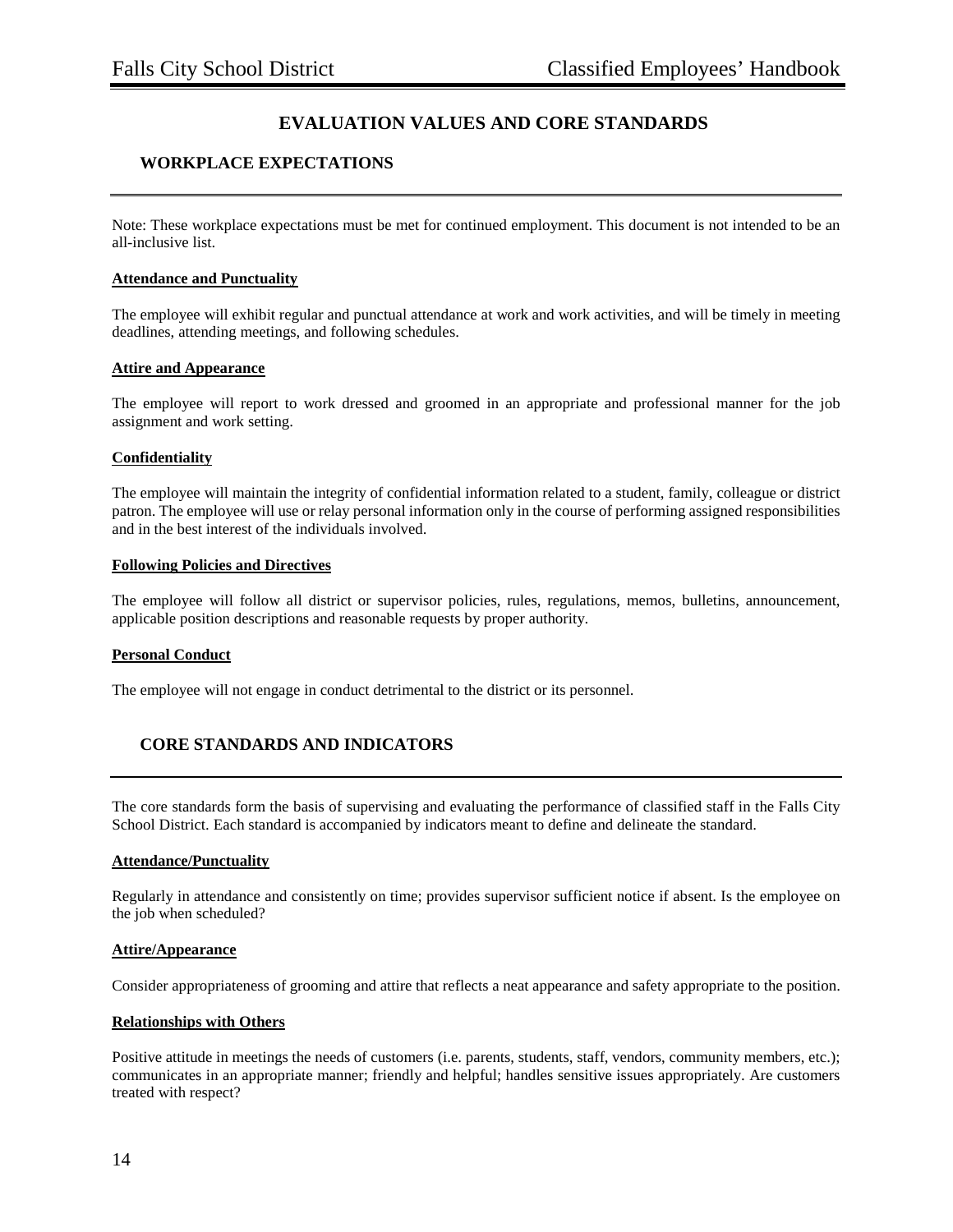# EVALUATION VALUES AND CORE STANDARDS

## WORKPLACE EXPECTATIONS

Note: These workplace expectations must be met for continued employment. This document is not intended to be an all-inclusive list.

**Attendance and Punctuality**

The employee will exhibit regular and punctual attendance at work and work activities, and will be timely in meeting deadlines, attending meetings, and following schedules.

**Attire and Appearance**

The employee will report to work dressed and groomed in an appropriate and professional manner for the job assignment and work setting.

**Confidentiality**

The employee will maintain the integrity of confidential information related to a student, family, colleague or district patron. The employee will use or relay personal information only in the course of performing assigned responsibilities and in the best interest of the individuals involved.

**Following Policies and Directives**

The employee will follow all district or supervisor policies, rules, regulations, memos, bulletins, announcement, applicable position descriptions and reasonable requests by proper authority.

**Personal Conduct**

The employee will not engage in conduct detrimental to the district or its personnel.

## CORE STANDARDS AND INDICATORS

The core standards form the basis of supervising and evaluating the performance of classified staff in the Falls City School District. Each standard is accompanied by indicators meant to define and delineate the standard.

**Attendance/Punctuality**

Regularly in attendance and consistently on time; provides supervisor sufficient notice if absent. Is the employee on the job when scheduled?

**Attire/Appearance**

Consider appropriateness of grooming and attire that reflects a neat appearance and safety appropriate to the position.

**Relationships with Others**

Positive attitude in meetings the needs of customers (i.e. parents, students, staff, vendors, community members, etc.); communicates in an appropriate manner; friendly and helpful; handles sensitive issues appropriately. Are customers treated with respect?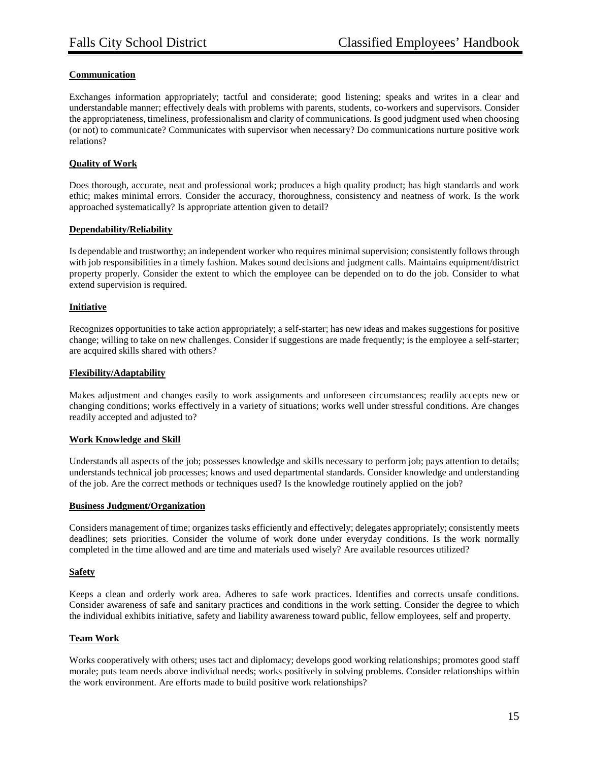**Communication**

Exchanges information appropriately; tactful and considerate; good listening; speaks and writes in a clear and understandable manner; effectively deals with problems with parents, students, co-workers and supervisors. Consider the appropriateness, timeliness, professionalism and clarity of communications. Is good judgment used when choosing (or not) to communicate? Communicates with supervisor when necessary? Do communications nurture positive work relations?

**Quality of Work**

Does thorough, accurate, neat and professional work; produces a high quality product; has high standards and work ethic; makes minimal errors. Consider the accuracy, thoroughness, consistency and neatness of work. Is the work approached systematically? Is appropriate attention given to detail?

**Dependability/Reliability**

Is dependable and trustworthy; an independent worker who requires minimal supervision; consistently follows through with job responsibilities in a timely fashion. Makes sound decisions and judgment calls. Maintains equipment/district property properly. Consider the extent to which the employee can be depended on to do the job. Consider to what extend supervision is required.

**Initiative**

Recognizes opportunities to take action appropriately; a self-starter; has new ideas and makes suggestions for positive change; willing to take on new challenges. Consider if suggestions are made frequently; is the employee a self-starter; are acquired skills shared with others?

**Flexibility/Adaptability**

Makes adjustment and changes easily to work assignments and unforeseen circumstances; readily accepts new or changing conditions; works effectively in a variety of situations; works well under stressful conditions. Are changes readily accepted and adjusted to?

**Work Knowledge and Skill**

Understands all aspects of the job; possesses knowledge and skills necessary to perform job; pays attention to details; understands technical job processes; knows and used departmental standards. Consider knowledge and understanding of the job. Are the correct methods or techniques used? Is the knowledge routinely applied on the job?

**Business Judgment/Organization**

Considers management of time; organizes tasks efficiently and effectively; delegates appropriately; consistently meets deadlines; sets priorities. Consider the volume of work done under everyday conditions. Is the work normally completed in the time allowed and are time and materials used wisely? Are available resources utilized?

**Safety**

Keeps a clean and orderly work area. Adheres to safe work practices. Identifies and corrects unsafe conditions. Consider awareness of safe and sanitary practices and conditions in the work setting. Consider the degree to which the individual exhibits initiative, safety and liability awareness toward public, fellow employees, self and property.

**Team Work**

Works cooperatively with others; uses tact and diplomacy; develops good working relationships; promotes good staff morale; puts team needs above individual needs; works positively in solving problems. Consider relationships within the work environment. Are efforts made to build positive work relationships?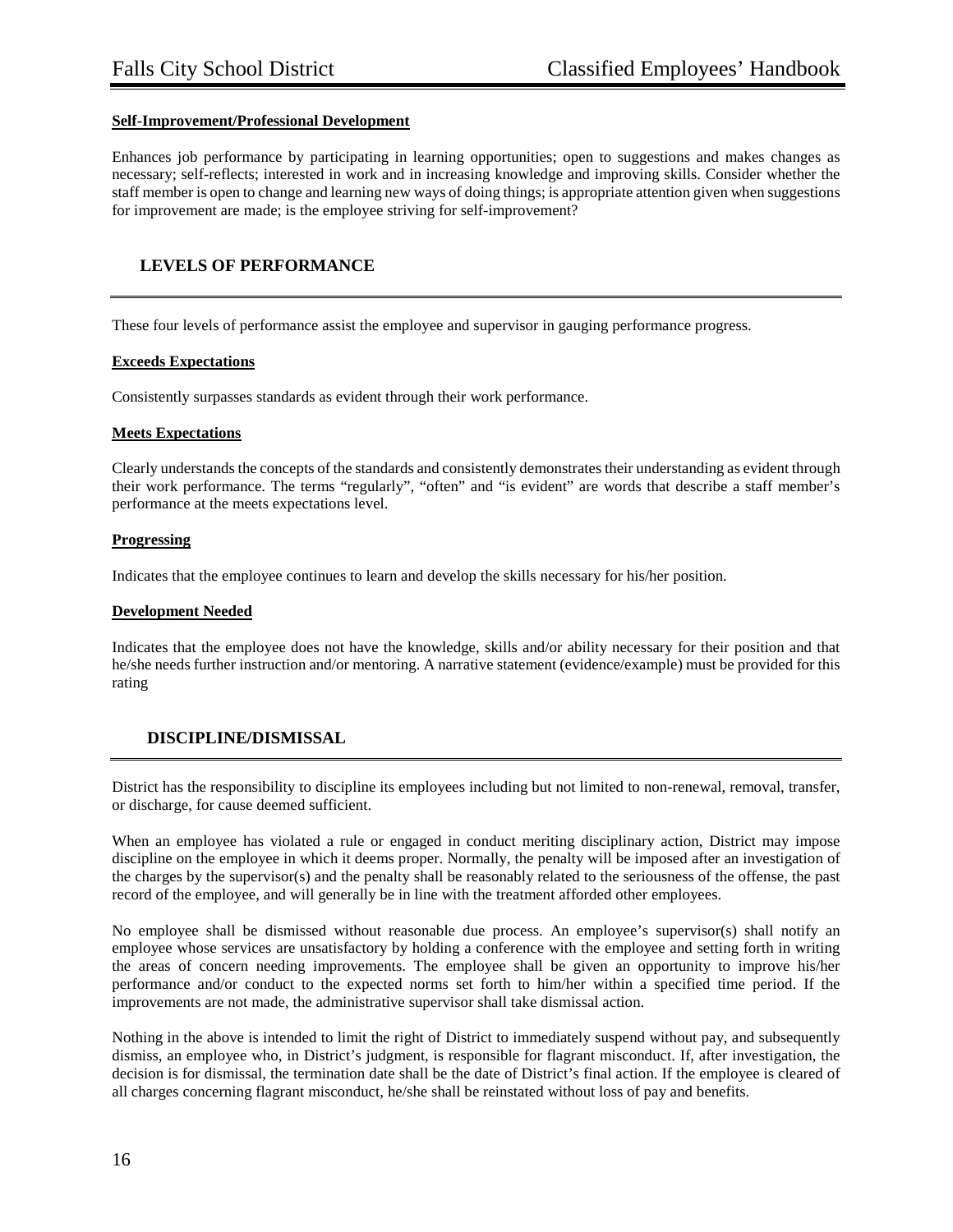**Self-Improvement/Professional Development**

Enhances job performance by participating in learning opportunities; open to suggestions and makes changes as necessary; self-reflects; interested in work and in increasing knowledge and improving skills. Consider whether the staff member is open to change and learning new ways of doing things; is appropriate attention given when suggestions for improvement are made; is the employee striving for self-improvement?

## LEVELS OF PERFORMANCE

These four levels of performance assist the employee and supervisor in gauging performance progress.

**Exceeds Expectations**

Consistently surpasses standards as evident through their work performance.

**Meets Expectations**

Clearly understands the concepts of the standards and consistently demonstrates their understanding as evident through their work performance. The terms "regularly", "often" and "is evident" are words that describe a staff member's performance at the meets expectations level.

**Progressing**

Indicates that the employee continues to learn and develop the skills necessary for his/her position.

**Development Needed**

Indicates that the employee does not have the knowledge, skills and/or ability necessary for their position and that he/she needs further instruction and/or mentoring. A narrative statement (evidence/example) must be provided for this rating

## DISCIPLINE/DISMISSAL

District has the responsibility to discipline its employees including but not limited to non-renewal, removal, transfer, or discharge, for cause deemed sufficient.

When an employee has violated a rule or engaged in conduct meriting disciplinary action, District may impose discipline on the employee in which it deems proper. Normally, the penalty will be imposed after an investigation of the charges by the supervisor(s) and the penalty shall be reasonably related to the seriousness of the offense, the past record of the employee, and will generally be in line with the treatment afforded other employees.

No employee shall be dismissed without reasonable due process. An employee's supervisor(s) shall notify an employee whose services are unsatisfactory by holding a conference with the employee and setting forth in writing the areas of concern needing improvements. The employee shall be given an opportunity to improve his/her performance and/or conduct to the expected norms set forth to him/her within a specified time period. If the improvements are not made, the administrative supervisor shall take dismissal action.

Nothing in the above is intended to limit the right of District to immediately suspend without pay, and subsequently dismiss, an employee who, in District's judgment, is responsible for flagrant misconduct. If, after investigation, the decision is for dismissal, the termination date shall be the date of District's final action. If the employee is cleared of all charges concerning flagrant misconduct, he/she shall be reinstated without loss of pay and benefits.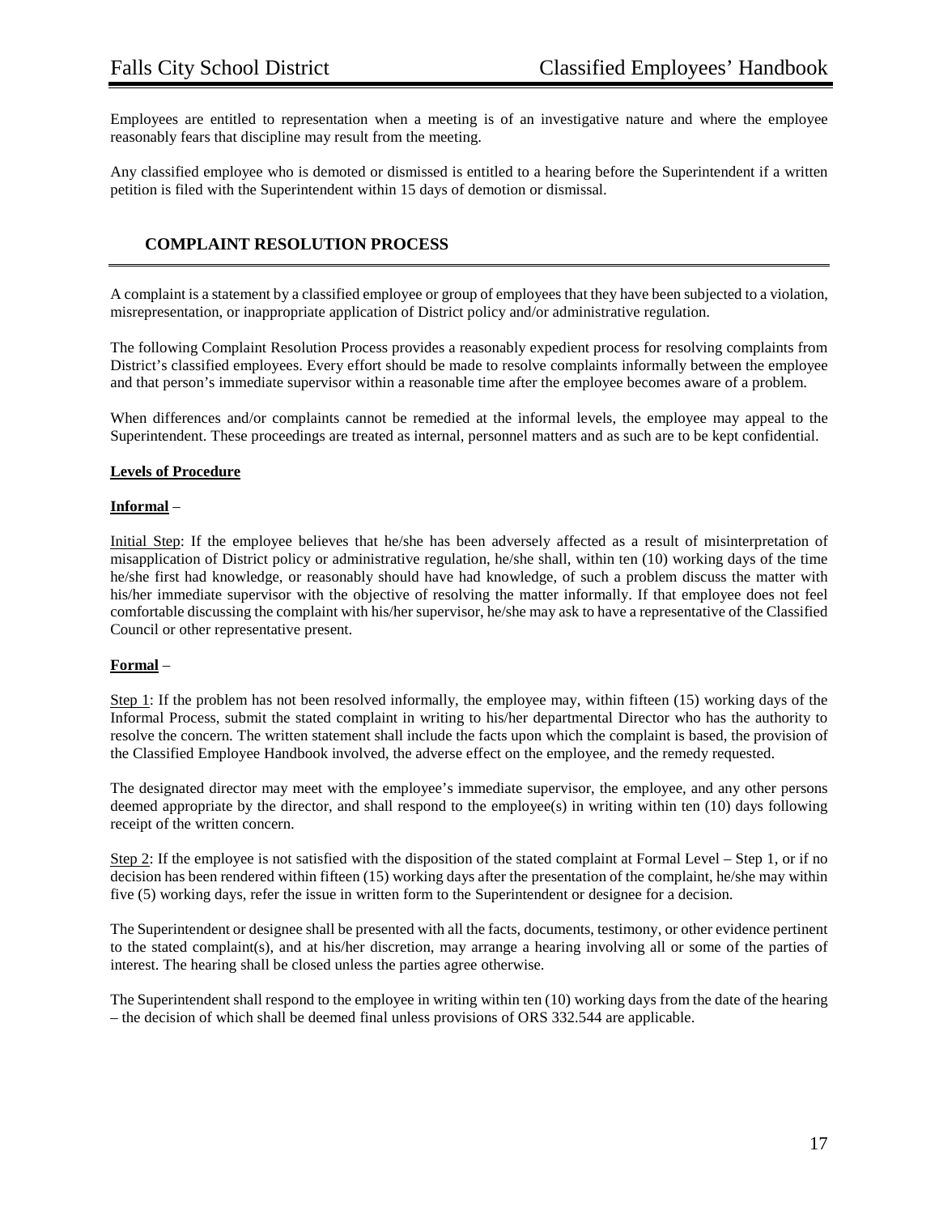Employees are entitled to representation when a meeting is of an investigative nature and where the employee reasonably fears that discipline may result from the meeting.

Any classified employee who is demoted or dismissed is entitled to a hearing before the Superintendent if a written petition is filed with the Superintendent within 15 days of demotion or dismissal.

## COMPLAINT RESOLUTION PROCESS

A complaint is a statement by a classified employee or group of employees that they have been subjected to a violation, misrepresentation, or inappropriate application of District policy and/or administrative regulation.

The following Complaint Resolution Process provides a reasonably expedient process for resolving complaints from District's classified employees. Every effort should be made to resolve complaints informally between the employee and that person's immediate supervisor within a reasonable time after the employee becomes aware of a problem.

When differences and/or complaints cannot be remedied at the informal levels, the employee may appeal to the Superintendent. These proceedings are treated as internal, personnel matters and as such are to be kept confidential.

**Levels of Procedure**

**Informal** –

Initial Step: If the employee believes that he/she has been adversely affected as a result of misinterpretation of misapplication of District policy or administrative regulation, he/she shall, within ten (10) working days of the time he/she first had knowledge, or reasonably should have had knowledge, of such a problem discuss the matter with his/her immediate supervisor with the objective of resolving the matter informally. If that employee does not feel comfortable discussing the complaint with his/her supervisor, he/she may ask to have a representative of the Classified Council or other representative present.

**Formal** –

Step 1: If the problem has not been resolved informally, the employee may, within fifteen (15) working days of the Informal Process, submit the stated complaint in writing to his/her departmental Director who has the authority to resolve the concern. The written statement shall include the facts upon which the complaint is based, the provision of the Classified Employee Handbook involved, the adverse effect on the employee, and the remedy requested.

The designated director may meet with the employee's immediate supervisor, the employee, and any other persons deemed appropriate by the director, and shall respond to the employee(s) in writing within ten (10) days following receipt of the written concern.

Step 2: If the employee is not satisfied with the disposition of the stated complaint at Formal Level – Step 1, or if no decision has been rendered within fifteen (15) working days after the presentation of the complaint, he/she may within five (5) working days, refer the issue in written form to the Superintendent or designee for a decision.

The Superintendent or designee shall be presented with all the facts, documents, testimony, or other evidence pertinent to the stated complaint(s), and at his/her discretion, may arrange a hearing involving all or some of the parties of interest. The hearing shall be closed unless the parties agree otherwise.

The Superintendent shall respond to the employee in writing within ten (10) working days from the date of the hearing – the decision of which shall be deemed final unless provisions of ORS 332.544 are applicable.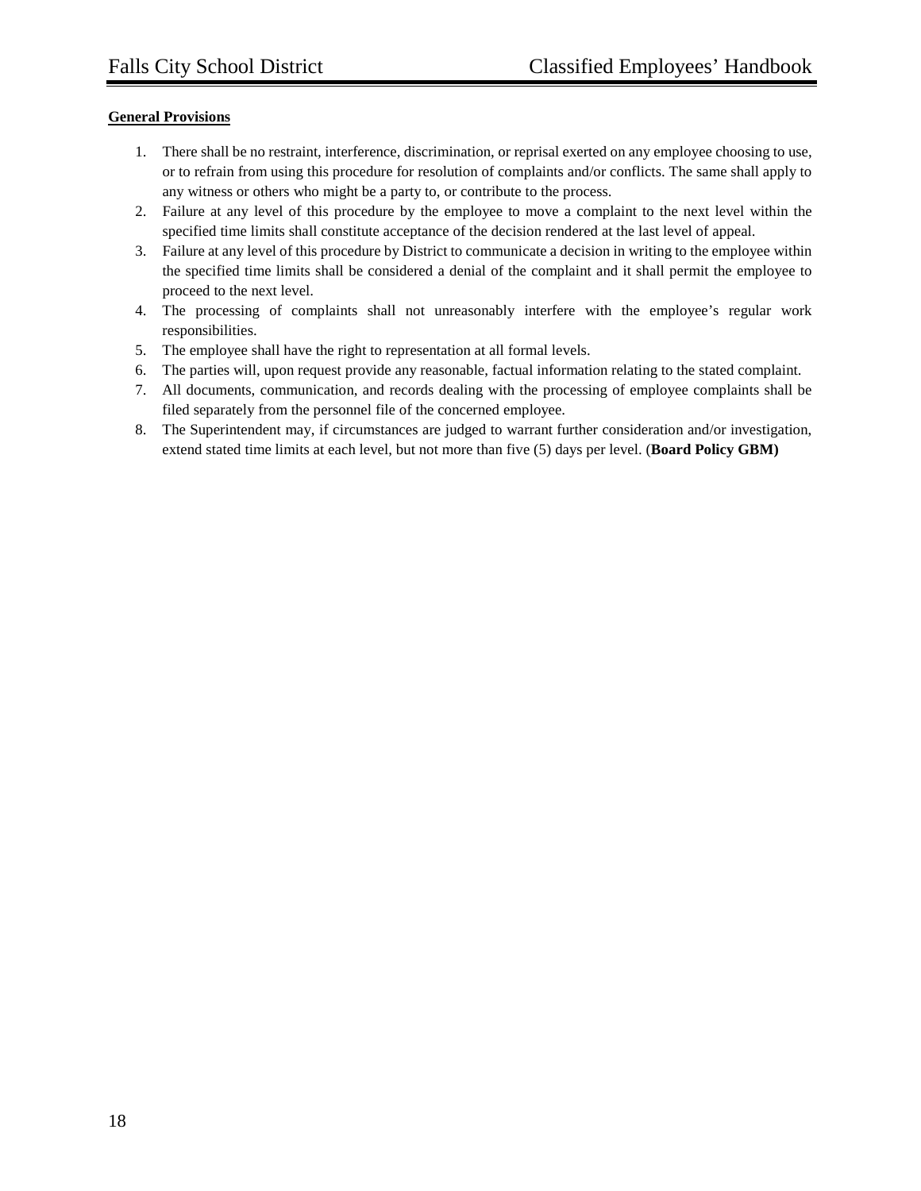**General Provisions**

1. There shall be no restraint, interference, discrimination, or reprisal exerted on any employee choosing to use, or to refrain from using this procedure for resolution of complaints and/or conflicts. The same shall apply to any witness or others who might be a party to, or contribute to the process.
2. Failure at any level of this procedure by the employee to move a complaint to the next level within the specified time limits shall constitute acceptance of the decision rendered at the last level of appeal.
3. Failure at any level of this procedure by District to communicate a decision in writing to the employee within the specified time limits shall be considered a denial of the complaint and it shall permit the employee to proceed to the next level.
4. The processing of complaints shall not unreasonably interfere with the employee's regular work responsibilities.
5. The employee shall have the right to representation at all formal levels.
6. The parties will, upon request provide any reasonable, factual information relating to the stated complaint.
7. All documents, communication, and records dealing with the processing of employee complaints shall be filed separately from the personnel file of the concerned employee.
8. The Superintendent may, if circumstances are judged to warrant further consideration and/or investigation, extend stated time limits at each level, but not more than five (5) days per level. (**Board Policy GBM)**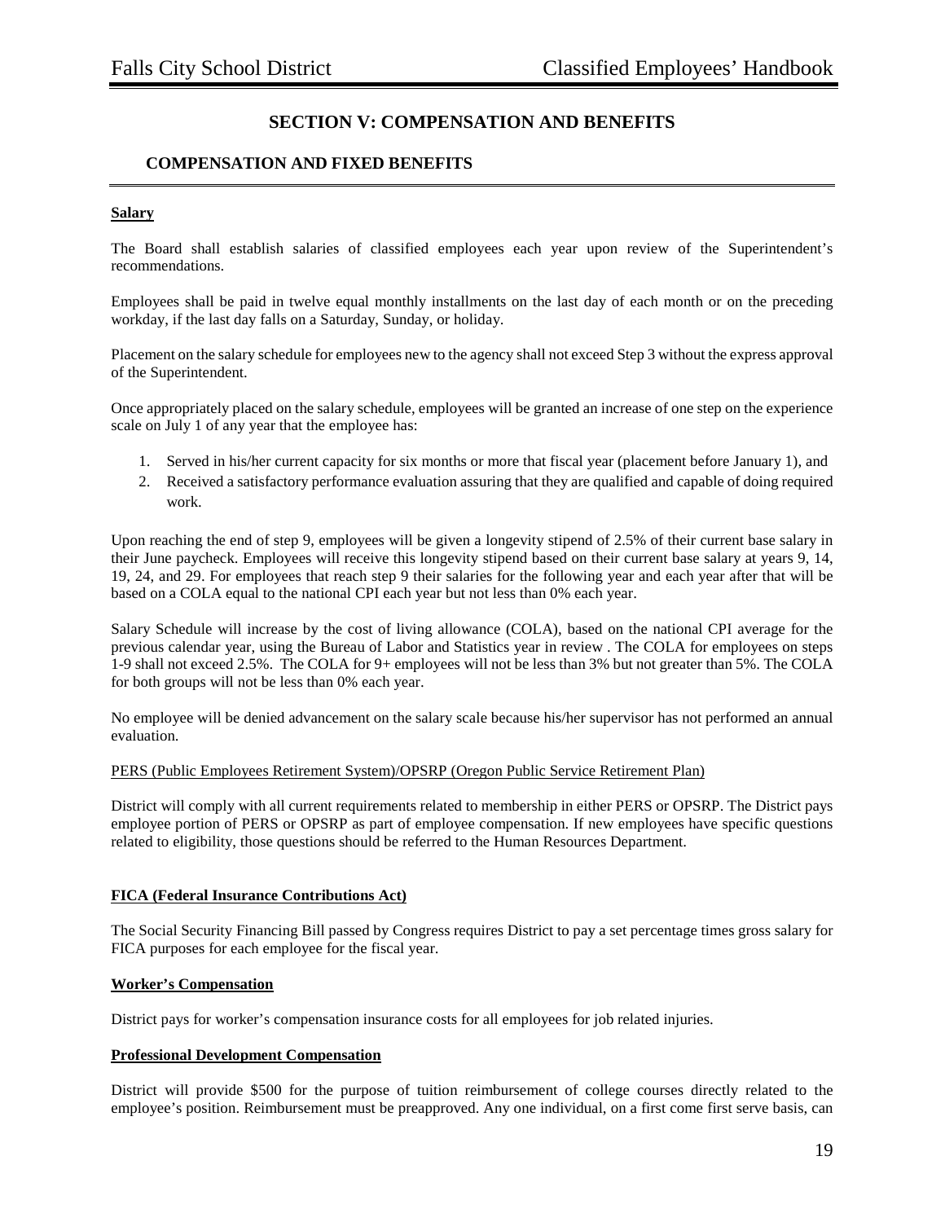# SECTION V: COMPENSATION AND BENEFITS

## COMPENSATION AND FIXED BENEFITS

**Salary**

The Board shall establish salaries of classified employees each year upon review of the Superintendent's recommendations.

Employees shall be paid in twelve equal monthly installments on the last day of each month or on the preceding workday, if the last day falls on a Saturday, Sunday, or holiday.

Placement on the salary schedule for employees new to the agency shall not exceed Step 3 without the express approval of the Superintendent.

Once appropriately placed on the salary schedule, employees will be granted an increase of one step on the experience scale on July 1 of any year that the employee has:

1. Served in his/her current capacity for six months or more that fiscal year (placement before January 1), and
2. Received a satisfactory performance evaluation assuring that they are qualified and capable of doing required work.

Upon reaching the end of step 9, employees will be given a longevity stipend of 2.5% of their current base salary in their June paycheck. Employees will receive this longevity stipend based on their current base salary at years 9, 14, 19, 24, and 29. For employees that reach step 9 their salaries for the following year and each year after that will be based on a COLA equal to the national CPI each year but not less than 0% each year.

Salary Schedule will increase by the cost of living allowance (COLA), based on the national CPI average for the previous calendar year, using the Bureau of Labor and Statistics year in review . The COLA for employees on steps 1-9 shall not exceed 2.5%. The COLA for 9+ employees will not be less than 3% but not greater than 5%. The COLA for both groups will not be less than 0% each year.

No employee will be denied advancement on the salary scale because his/her supervisor has not performed an annual evaluation.

PERS (Public Employees Retirement System)/OPSRP (Oregon Public Service Retirement Plan)

District will comply with all current requirements related to membership in either PERS or OPSRP. The District pays employee portion of PERS or OPSRP as part of employee compensation. If new employees have specific questions related to eligibility, those questions should be referred to the Human Resources Department.

**FICA (Federal Insurance Contributions Act)**

The Social Security Financing Bill passed by Congress requires District to pay a set percentage times gross salary for FICA purposes for each employee for the fiscal year.

**Worker's Compensation**

District pays for worker's compensation insurance costs for all employees for job related injuries.

**Professional Development Compensation**

District will provide $500 for the purpose of tuition reimbursement of college courses directly related to the employee's position. Reimbursement must be preapproved. Any one individual, on a first come first serve basis, can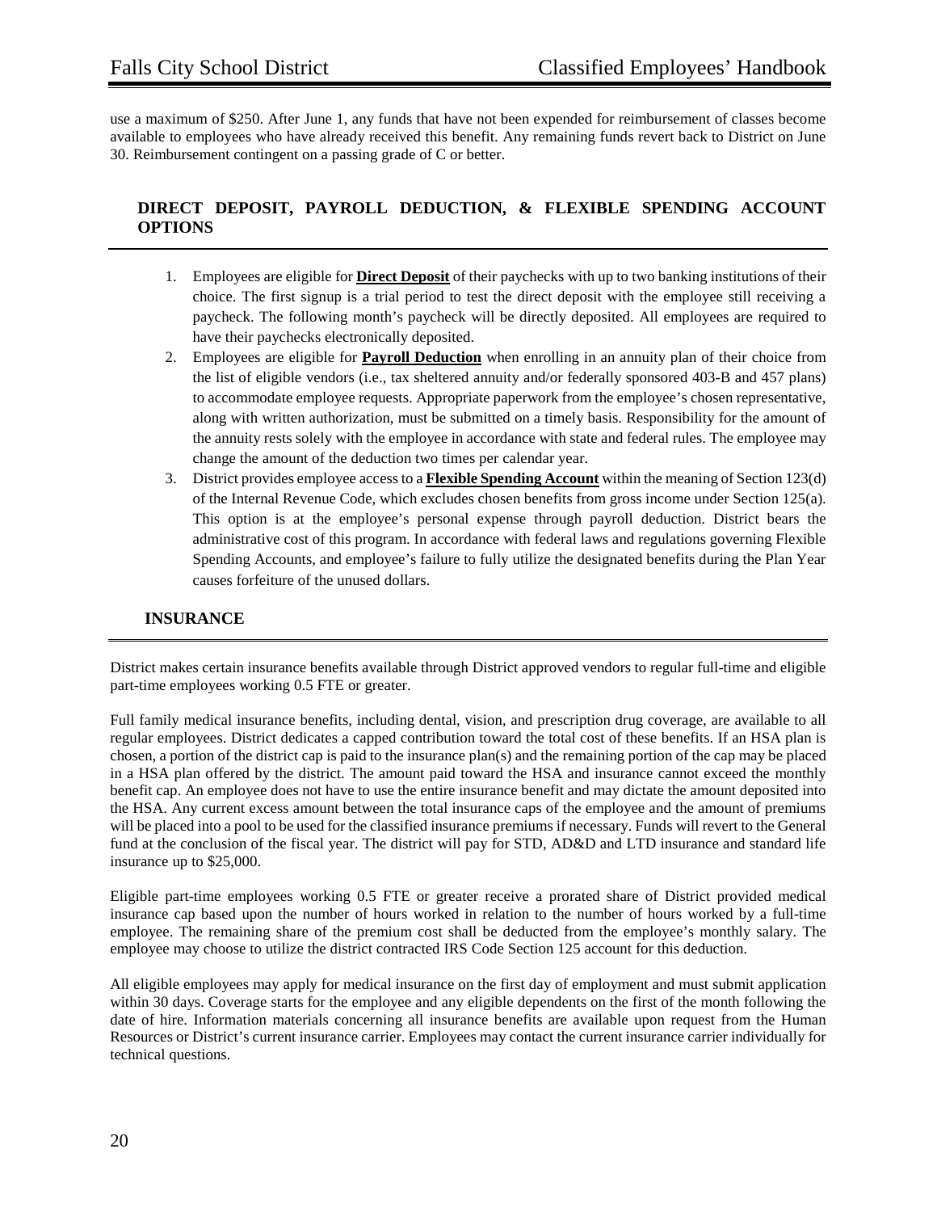use a maximum of $250. After June 1, any funds that have not been expended for reimbursement of classes become available to employees who have already received this benefit. Any remaining funds revert back to District on June 30. Reimbursement contingent on a passing grade of C or better.

## DIRECT DEPOSIT, PAYROLL DEDUCTION, & FLEXIBLE SPENDING ACCOUNT OPTIONS

1. Employees are eligible for **Direct Deposit** of their paychecks with up to two banking institutions of their choice. The first signup is a trial period to test the direct deposit with the employee still receiving a paycheck. The following month's paycheck will be directly deposited. All employees are required to have their paychecks electronically deposited.
2. Employees are eligible for **Payroll Deduction** when enrolling in an annuity plan of their choice from the list of eligible vendors (i.e., tax sheltered annuity and/or federally sponsored 403-B and 457 plans) to accommodate employee requests. Appropriate paperwork from the employee's chosen representative, along with written authorization, must be submitted on a timely basis. Responsibility for the amount of the annuity rests solely with the employee in accordance with state and federal rules. The employee may change the amount of the deduction two times per calendar year.
3. District provides employee access to a **Flexible Spending Account** within the meaning of Section 123(d) of the Internal Revenue Code, which excludes chosen benefits from gross income under Section 125(a). This option is at the employee's personal expense through payroll deduction. District bears the administrative cost of this program. In accordance with federal laws and regulations governing Flexible Spending Accounts, and employee's failure to fully utilize the designated benefits during the Plan Year causes forfeiture of the unused dollars.

## INSURANCE

District makes certain insurance benefits available through District approved vendors to regular full-time and eligible part-time employees working 0.5 FTE or greater.

Full family medical insurance benefits, including dental, vision, and prescription drug coverage, are available to all regular employees. District dedicates a capped contribution toward the total cost of these benefits. If an HSA plan is chosen, a portion of the district cap is paid to the insurance plan(s) and the remaining portion of the cap may be placed in a HSA plan offered by the district. The amount paid toward the HSA and insurance cannot exceed the monthly benefit cap. An employee does not have to use the entire insurance benefit and may dictate the amount deposited into the HSA. Any current excess amount between the total insurance caps of the employee and the amount of premiums will be placed into a pool to be used for the classified insurance premiums if necessary. Funds will revert to the General fund at the conclusion of the fiscal year. The district will pay for STD, AD&D and LTD insurance and standard life insurance up to $25,000.

Eligible part-time employees working 0.5 FTE or greater receive a prorated share of District provided medical insurance cap based upon the number of hours worked in relation to the number of hours worked by a full-time employee. The remaining share of the premium cost shall be deducted from the employee's monthly salary. The employee may choose to utilize the district contracted IRS Code Section 125 account for this deduction.

All eligible employees may apply for medical insurance on the first day of employment and must submit application within 30 days. Coverage starts for the employee and any eligible dependents on the first of the month following the date of hire. Information materials concerning all insurance benefits are available upon request from the Human Resources or District's current insurance carrier. Employees may contact the current insurance carrier individually for technical questions.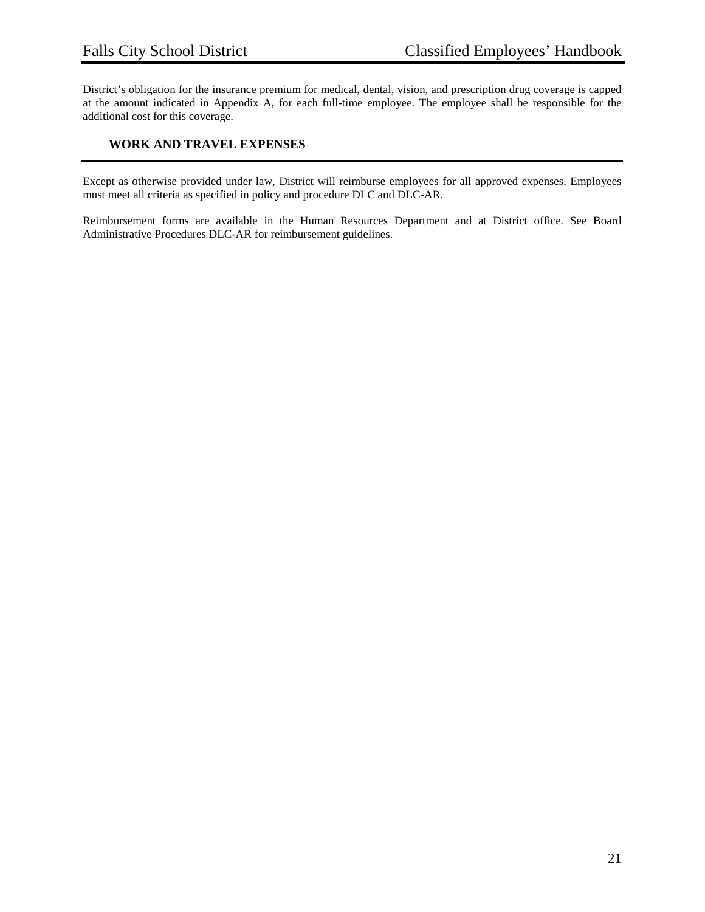District's obligation for the insurance premium for medical, dental, vision, and prescription drug coverage is capped at the amount indicated in Appendix A, for each full-time employee. The employee shall be responsible for the additional cost for this coverage.

## WORK AND TRAVEL EXPENSES

Except as otherwise provided under law, District will reimburse employees for all approved expenses. Employees must meet all criteria as specified in policy and procedure DLC and DLC-AR.

Reimbursement forms are available in the Human Resources Department and at District office. See Board Administrative Procedures DLC-AR for reimbursement guidelines.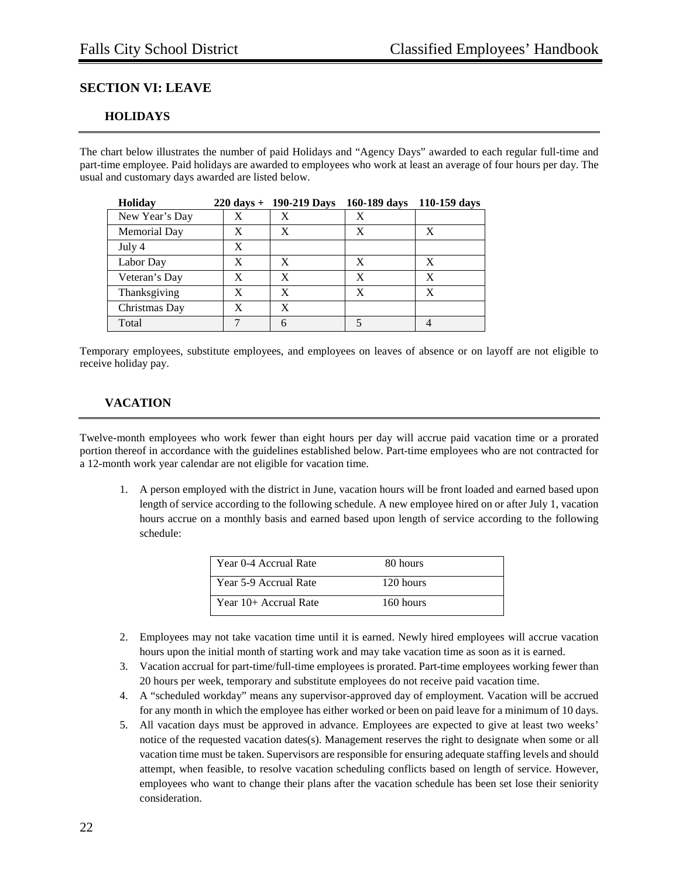## SECTION VI: LEAVE

### HOLIDAYS

The chart below illustrates the number of paid Holidays and "Agency Days" awarded to each regular full-time and part-time employee. Paid holidays are awarded to employees who work at least an average of four hours per day. The usual and customary days awarded are listed below.

| Holiday | 220 days + | 190-219 Days | 160-189 days | 110-159 days |
|---|---|---|---|---|
| New Year's Day | X | X | X | |
| Memorial Day | X | X | X | X |
| July 4 | X | | | |
| Labor Day | X | X | X | X |
| Veteran's Day | X | X | X | X |
| Thanksgiving | X | X | X | X |
| Christmas Day | X | X | | |
| Total | 7 | 6 | 5 | 4 |

Temporary employees, substitute employees, and employees on leaves of absence or on layoff are not eligible to receive holiday pay.

### VACATION

Twelve-month employees who work fewer than eight hours per day will accrue paid vacation time or a prorated portion thereof in accordance with the guidelines established below. Part-time employees who are not contracted for a 12-month work year calendar are not eligible for vacation time.

1. A person employed with the district in June, vacation hours will be front loaded and earned based upon length of service according to the following schedule. A new employee hired on or after July 1, vacation hours accrue on a monthly basis and earned based upon length of service according to the following schedule:

| | |
|---|---|
| Year 0-4 Accrual Rate | 80 hours |
| Year 5-9 Accrual Rate | 120 hours |
| Year 10+ Accrual Rate | 160 hours |

2. Employees may not take vacation time until it is earned. Newly hired employees will accrue vacation hours upon the initial month of starting work and may take vacation time as soon as it is earned.
3. Vacation accrual for part-time/full-time employees is prorated. Part-time employees working fewer than 20 hours per week, temporary and substitute employees do not receive paid vacation time.
4. A "scheduled workday" means any supervisor-approved day of employment. Vacation will be accrued for any month in which the employee has either worked or been on paid leave for a minimum of 10 days.
5. All vacation days must be approved in advance. Employees are expected to give at least two weeks' notice of the requested vacation dates(s). Management reserves the right to designate when some or all vacation time must be taken. Supervisors are responsible for ensuring adequate staffing levels and should attempt, when feasible, to resolve vacation scheduling conflicts based on length of service. However, employees who want to change their plans after the vacation schedule has been set lose their seniority consideration.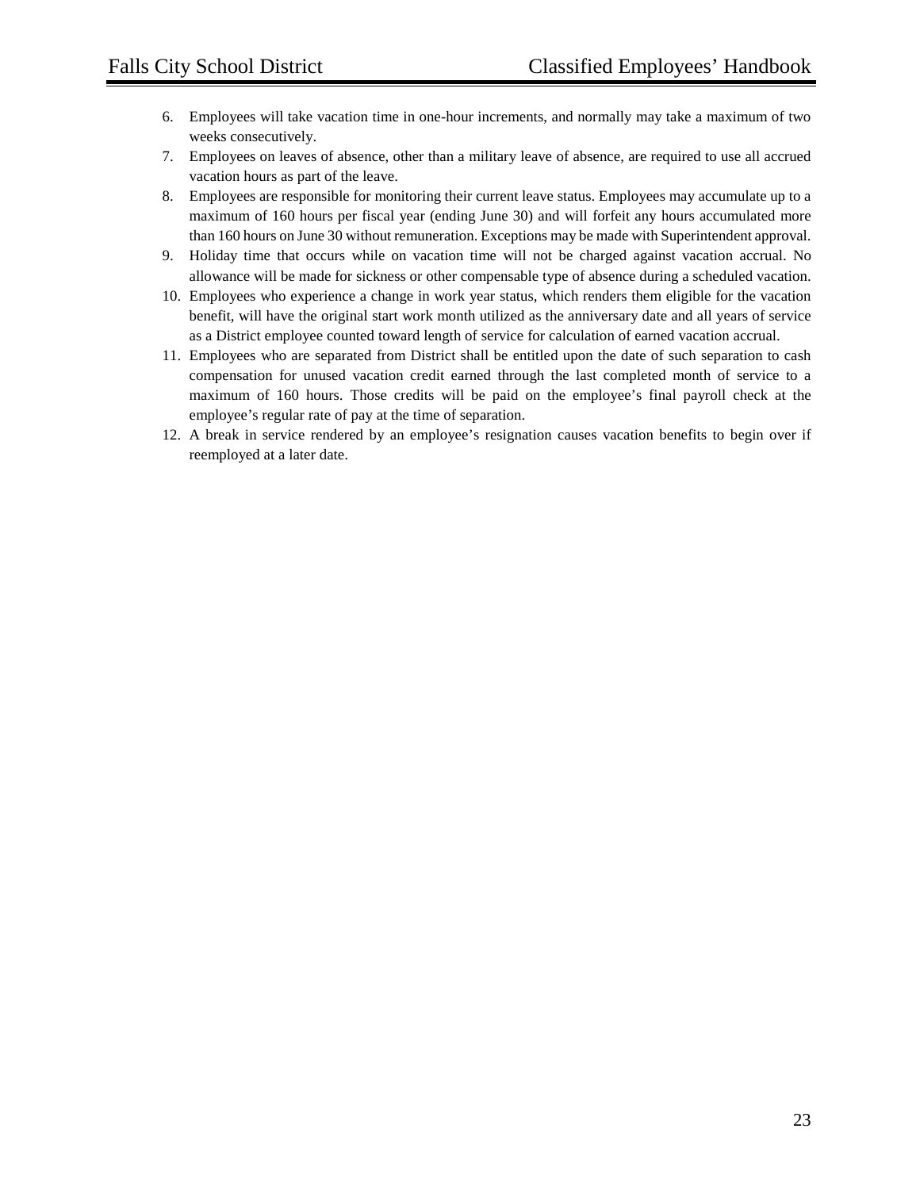6. Employees will take vacation time in one-hour increments, and normally may take a maximum of two weeks consecutively.
7. Employees on leaves of absence, other than a military leave of absence, are required to use all accrued vacation hours as part of the leave.
8. Employees are responsible for monitoring their current leave status. Employees may accumulate up to a maximum of 160 hours per fiscal year (ending June 30) and will forfeit any hours accumulated more than 160 hours on June 30 without remuneration. Exceptions may be made with Superintendent approval.
9. Holiday time that occurs while on vacation time will not be charged against vacation accrual. No allowance will be made for sickness or other compensable type of absence during a scheduled vacation.
10. Employees who experience a change in work year status, which renders them eligible for the vacation benefit, will have the original start work month utilized as the anniversary date and all years of service as a District employee counted toward length of service for calculation of earned vacation accrual.
11. Employees who are separated from District shall be entitled upon the date of such separation to cash compensation for unused vacation credit earned through the last completed month of service to a maximum of 160 hours. Those credits will be paid on the employee's final payroll check at the employee's regular rate of pay at the time of separation.
12. A break in service rendered by an employee's resignation causes vacation benefits to begin over if reemployed at a later date.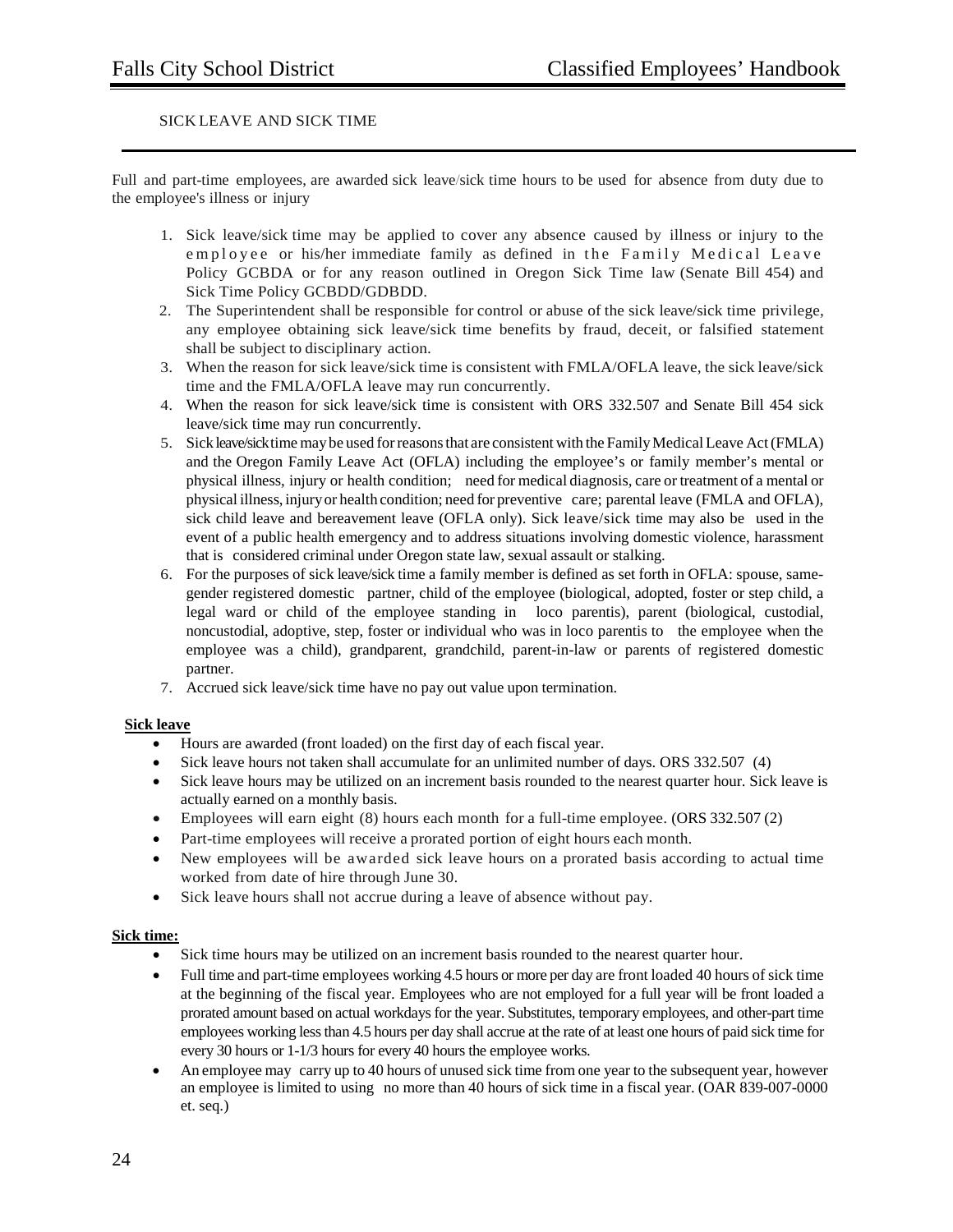## SICK LEAVE AND SICK TIME

Full and part-time employees, are awarded sick leave/sick time hours to be used for absence from duty due to the employee's illness or injury

1. Sick leave/sick time may be applied to cover any absence caused by illness or injury to the employee or his/her immediate family as defined in the Family Medical Leave Policy GCBDA or for any reason outlined in Oregon Sick Time law (Senate Bill 454) and Sick Time Policy GCBDD/GDBDD.
2. The Superintendent shall be responsible for control or abuse of the sick leave/sick time privilege, any employee obtaining sick leave/sick time benefits by fraud, deceit, or falsified statement shall be subject to disciplinary action.
3. When the reason for sick leave/sick time is consistent with FMLA/OFLA leave, the sick leave/sick time and the FMLA/OFLA leave may run concurrently.
4. When the reason for sick leave/sick time is consistent with ORS 332.507 and Senate Bill 454 sick leave/sick time may run concurrently.
5. Sick leave/sick time may be used for reasons that are consistent with the Family Medical Leave Act (FMLA) and the Oregon Family Leave Act (OFLA) including the employee's or family member's mental or physical illness, injury or health condition; need for medical diagnosis, care or treatment of a mental or physical illness, injury or health condition; need for preventive care; parental leave (FMLA and OFLA), sick child leave and bereavement leave (OFLA only). Sick leave/sick time may also be used in the event of a public health emergency and to address situations involving domestic violence, harassment that is considered criminal under Oregon state law, sexual assault or stalking.
6. For the purposes of sick leave/sick time a family member is defined as set forth in OFLA: spouse, same-gender registered domestic partner, child of the employee (biological, adopted, foster or step child, a legal ward or child of the employee standing in loco parentis), parent (biological, custodial, noncustodial, adoptive, step, foster or individual who was in loco parentis to the employee when the employee was a child), grandparent, grandchild, parent-in-law or parents of registered domestic partner.
7. Accrued sick leave/sick time have no pay out value upon termination.

**Sick leave**

- Hours are awarded (front loaded) on the first day of each fiscal year.
- Sick leave hours not taken shall accumulate for an unlimited number of days. ORS 332.507 (4)
- Sick leave hours may be utilized on an increment basis rounded to the nearest quarter hour. Sick leave is actually earned on a monthly basis.
- Employees will earn eight (8) hours each month for a full-time employee. (ORS 332.507 (2)
- Part-time employees will receive a prorated portion of eight hours each month.
- New employees will be awarded sick leave hours on a prorated basis according to actual time worked from date of hire through June 30.
- Sick leave hours shall not accrue during a leave of absence without pay.

**Sick time:**

- Sick time hours may be utilized on an increment basis rounded to the nearest quarter hour.
- Full time and part-time employees working 4.5 hours or more per day are front loaded 40 hours of sick time at the beginning of the fiscal year. Employees who are not employed for a full year will be front loaded a prorated amount based on actual workdays for the year. Substitutes, temporary employees, and other-part time employees working less than 4.5 hours per day shall accrue at the rate of at least one hours of paid sick time for every 30 hours or 1-1/3 hours for every 40 hours the employee works.
- An employee may carry up to 40 hours of unused sick time from one year to the subsequent year, however an employee is limited to using no more than 40 hours of sick time in a fiscal year. (OAR 839-007-0000 et. seq.)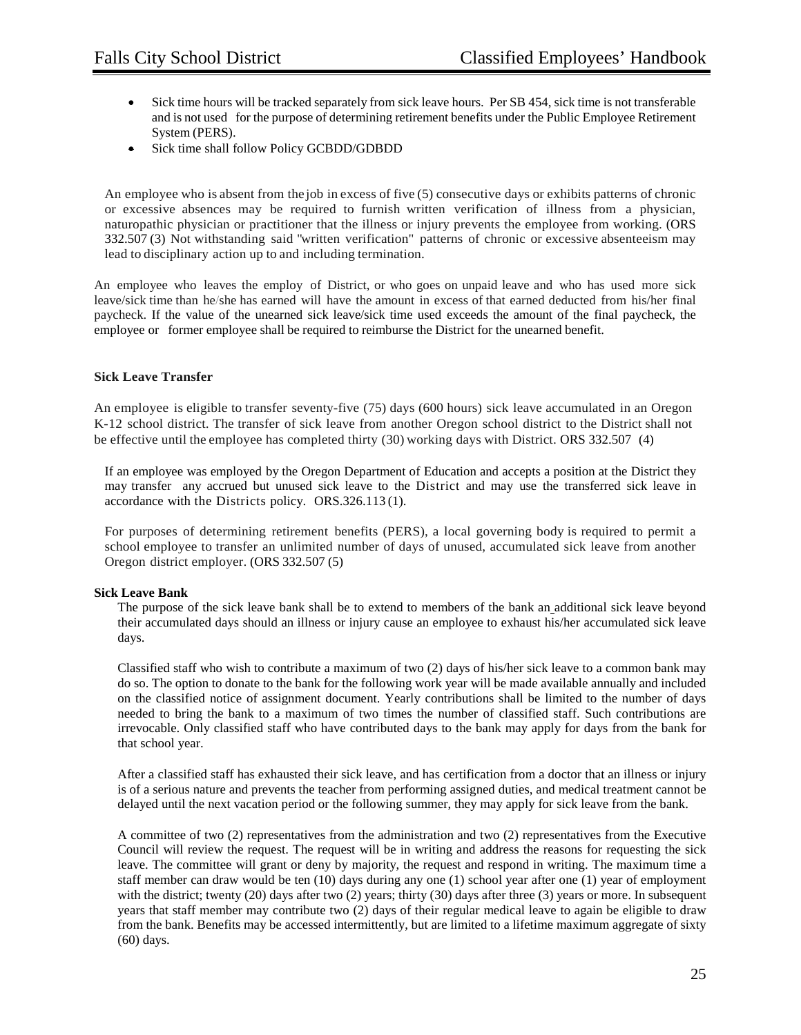- Sick time hours will be tracked separately from sick leave hours. Per SB 454, sick time is not transferable and is not used for the purpose of determining retirement benefits under the Public Employee Retirement System (PERS).
- Sick time shall follow Policy GCBDD/GDBDD

An employee who is absent from the job in excess of five (5) consecutive days or exhibits patterns of chronic or excessive absences may be required to furnish written verification of illness from a physician, naturopathic physician or practitioner that the illness or injury prevents the employee from working. (ORS 332.507 (3) Not withstanding said "written verification" patterns of chronic or excessive absenteeism may lead to disciplinary action up to and including termination.

An employee who leaves the employ of District, or who goes on unpaid leave and who has used more sick leave/sick time than he/she has earned will have the amount in excess of that earned deducted from his/her final paycheck. If the value of the unearned sick leave/sick time used exceeds the amount of the final paycheck, the employee or former employee shall be required to reimburse the District for the unearned benefit.

**Sick Leave Transfer**

An employee is eligible to transfer seventy-five (75) days (600 hours) sick leave accumulated in an Oregon K-12 school district. The transfer of sick leave from another Oregon school district to the District shall not be effective until the employee has completed thirty (30) working days with District. ORS 332.507 (4)

If an employee was employed by the Oregon Department of Education and accepts a position at the District they may transfer any accrued but unused sick leave to the District and may use the transferred sick leave in accordance with the Districts policy. ORS.326.113 (1).

For purposes of determining retirement benefits (PERS), a local governing body is required to permit a school employee to transfer an unlimited number of days of unused, accumulated sick leave from another Oregon district employer. (ORS 332.507 (5)

**Sick Leave Bank**

The purpose of the sick leave bank shall be to extend to members of the bank an additional sick leave beyond their accumulated days should an illness or injury cause an employee to exhaust his/her accumulated sick leave days.

Classified staff who wish to contribute a maximum of two (2) days of his/her sick leave to a common bank may do so. The option to donate to the bank for the following work year will be made available annually and included on the classified notice of assignment document. Yearly contributions shall be limited to the number of days needed to bring the bank to a maximum of two times the number of classified staff. Such contributions are irrevocable. Only classified staff who have contributed days to the bank may apply for days from the bank for that school year.

After a classified staff has exhausted their sick leave, and has certification from a doctor that an illness or injury is of a serious nature and prevents the teacher from performing assigned duties, and medical treatment cannot be delayed until the next vacation period or the following summer, they may apply for sick leave from the bank.

A committee of two (2) representatives from the administration and two (2) representatives from the Executive Council will review the request. The request will be in writing and address the reasons for requesting the sick leave. The committee will grant or deny by majority, the request and respond in writing. The maximum time a staff member can draw would be ten (10) days during any one (1) school year after one (1) year of employment with the district; twenty (20) days after two (2) years; thirty (30) days after three (3) years or more. In subsequent years that staff member may contribute two (2) days of their regular medical leave to again be eligible to draw from the bank. Benefits may be accessed intermittently, but are limited to a lifetime maximum aggregate of sixty (60) days.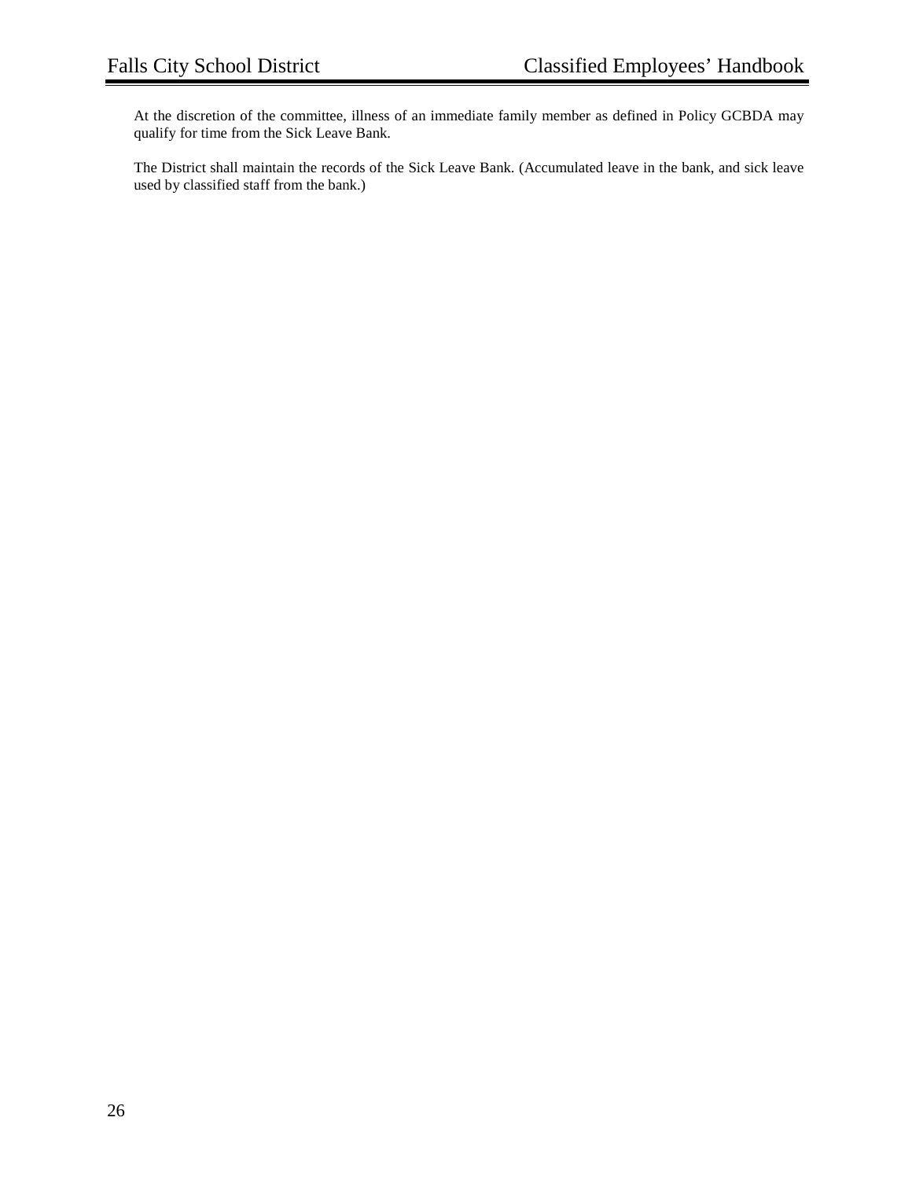At the discretion of the committee, illness of an immediate family member as defined in Policy GCBDA may qualify for time from the Sick Leave Bank.

The District shall maintain the records of the Sick Leave Bank. (Accumulated leave in the bank, and sick leave used by classified staff from the bank.)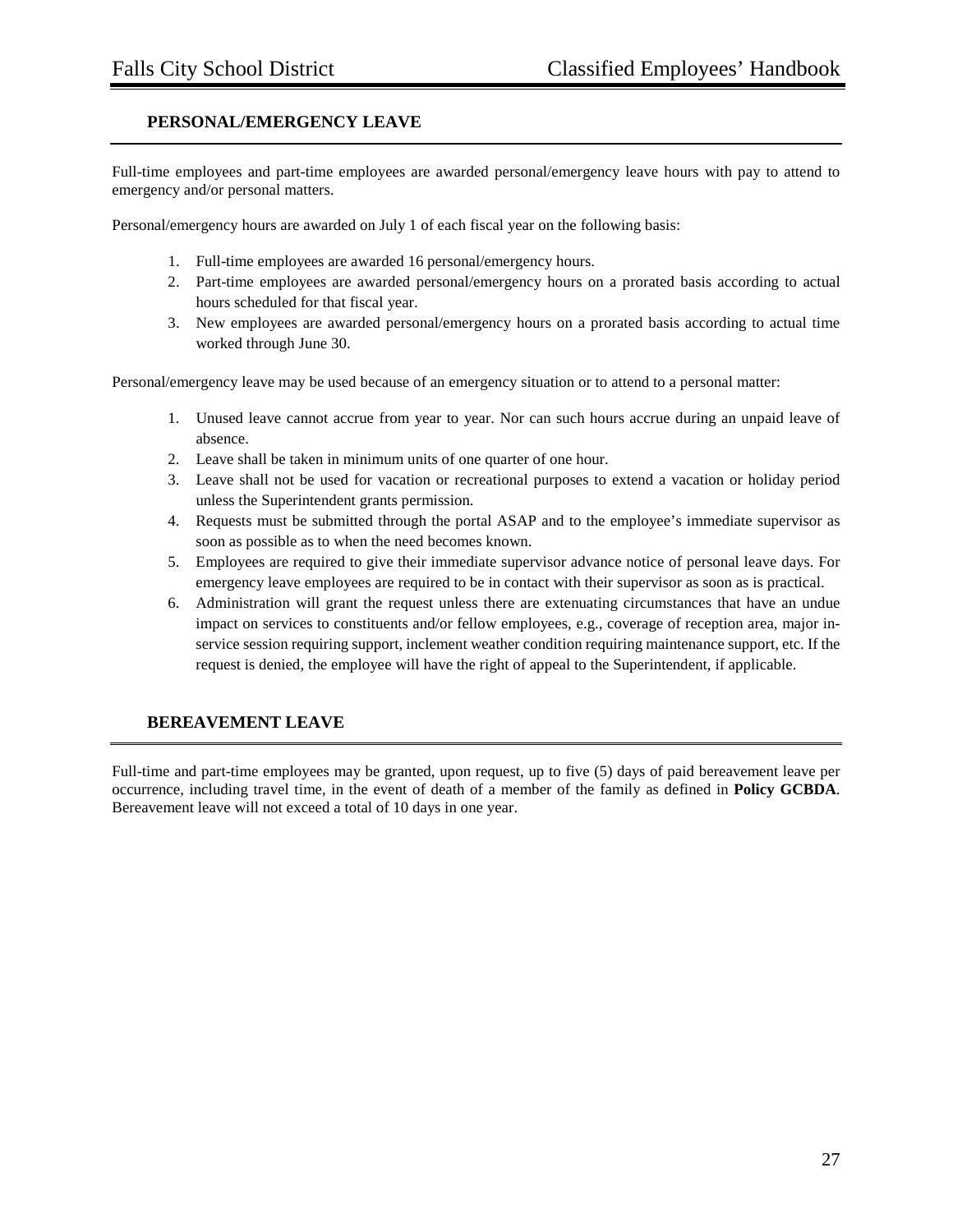## PERSONAL/EMERGENCY LEAVE

Full-time employees and part-time employees are awarded personal/emergency leave hours with pay to attend to emergency and/or personal matters.

Personal/emergency hours are awarded on July 1 of each fiscal year on the following basis:

1. Full-time employees are awarded 16 personal/emergency hours.
2. Part-time employees are awarded personal/emergency hours on a prorated basis according to actual hours scheduled for that fiscal year.
3. New employees are awarded personal/emergency hours on a prorated basis according to actual time worked through June 30.

Personal/emergency leave may be used because of an emergency situation or to attend to a personal matter:

1. Unused leave cannot accrue from year to year. Nor can such hours accrue during an unpaid leave of absence.
2. Leave shall be taken in minimum units of one quarter of one hour.
3. Leave shall not be used for vacation or recreational purposes to extend a vacation or holiday period unless the Superintendent grants permission.
4. Requests must be submitted through the portal ASAP and to the employee's immediate supervisor as soon as possible as to when the need becomes known.
5. Employees are required to give their immediate supervisor advance notice of personal leave days. For emergency leave employees are required to be in contact with their supervisor as soon as is practical.
6. Administration will grant the request unless there are extenuating circumstances that have an undue impact on services to constituents and/or fellow employees, e.g., coverage of reception area, major in-service session requiring support, inclement weather condition requiring maintenance support, etc. If the request is denied, the employee will have the right of appeal to the Superintendent, if applicable.

## BEREAVEMENT LEAVE

Full-time and part-time employees may be granted, upon request, up to five (5) days of paid bereavement leave per occurrence, including travel time, in the event of death of a member of the family as defined in **Policy GCBDA**. Bereavement leave will not exceed a total of 10 days in one year.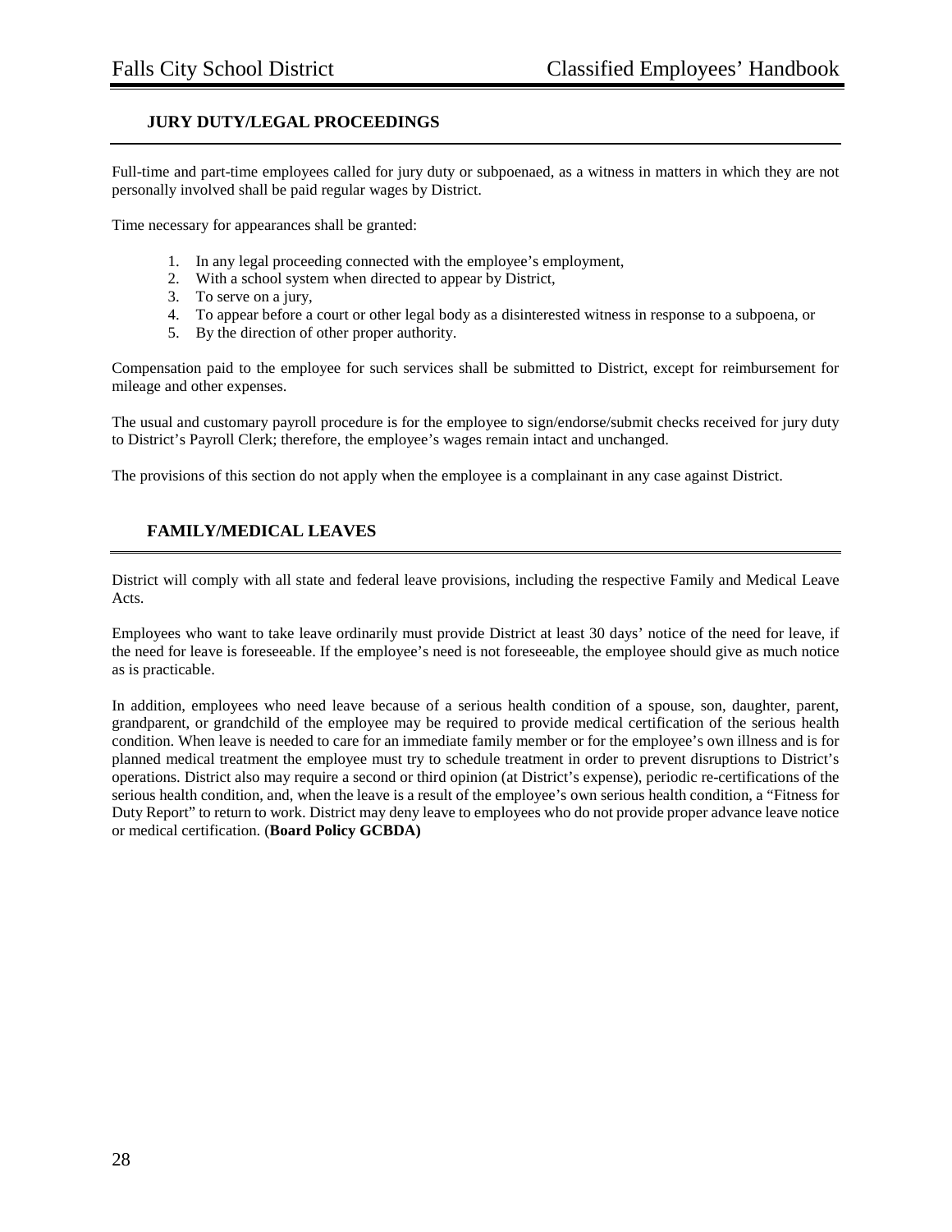## JURY DUTY/LEGAL PROCEEDINGS

Full-time and part-time employees called for jury duty or subpoenaed, as a witness in matters in which they are not personally involved shall be paid regular wages by District.

Time necessary for appearances shall be granted:

1. In any legal proceeding connected with the employee's employment,
2. With a school system when directed to appear by District,
3. To serve on a jury,
4. To appear before a court or other legal body as a disinterested witness in response to a subpoena, or
5. By the direction of other proper authority.

Compensation paid to the employee for such services shall be submitted to District, except for reimbursement for mileage and other expenses.

The usual and customary payroll procedure is for the employee to sign/endorse/submit checks received for jury duty to District's Payroll Clerk; therefore, the employee's wages remain intact and unchanged.

The provisions of this section do not apply when the employee is a complainant in any case against District.

## FAMILY/MEDICAL LEAVES

District will comply with all state and federal leave provisions, including the respective Family and Medical Leave Acts.

Employees who want to take leave ordinarily must provide District at least 30 days' notice of the need for leave, if the need for leave is foreseeable. If the employee's need is not foreseeable, the employee should give as much notice as is practicable.

In addition, employees who need leave because of a serious health condition of a spouse, son, daughter, parent, grandparent, or grandchild of the employee may be required to provide medical certification of the serious health condition. When leave is needed to care for an immediate family member or for the employee's own illness and is for planned medical treatment the employee must try to schedule treatment in order to prevent disruptions to District's operations. District also may require a second or third opinion (at District's expense), periodic re-certifications of the serious health condition, and, when the leave is a result of the employee's own serious health condition, a "Fitness for Duty Report" to return to work. District may deny leave to employees who do not provide proper advance leave notice or medical certification. (**Board Policy GCBDA)**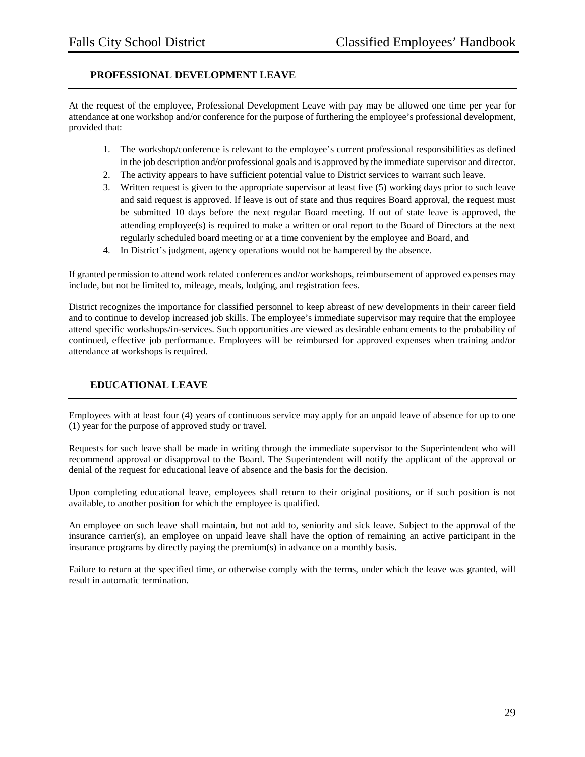## PROFESSIONAL DEVELOPMENT LEAVE

At the request of the employee, Professional Development Leave with pay may be allowed one time per year for attendance at one workshop and/or conference for the purpose of furthering the employee's professional development, provided that:

1. The workshop/conference is relevant to the employee's current professional responsibilities as defined in the job description and/or professional goals and is approved by the immediate supervisor and director.
2. The activity appears to have sufficient potential value to District services to warrant such leave.
3. Written request is given to the appropriate supervisor at least five (5) working days prior to such leave and said request is approved. If leave is out of state and thus requires Board approval, the request must be submitted 10 days before the next regular Board meeting. If out of state leave is approved, the attending employee(s) is required to make a written or oral report to the Board of Directors at the next regularly scheduled board meeting or at a time convenient by the employee and Board, and
4. In District's judgment, agency operations would not be hampered by the absence.

If granted permission to attend work related conferences and/or workshops, reimbursement of approved expenses may include, but not be limited to, mileage, meals, lodging, and registration fees.

District recognizes the importance for classified personnel to keep abreast of new developments in their career field and to continue to develop increased job skills. The employee's immediate supervisor may require that the employee attend specific workshops/in-services. Such opportunities are viewed as desirable enhancements to the probability of continued, effective job performance. Employees will be reimbursed for approved expenses when training and/or attendance at workshops is required.

## EDUCATIONAL LEAVE

Employees with at least four (4) years of continuous service may apply for an unpaid leave of absence for up to one (1) year for the purpose of approved study or travel.

Requests for such leave shall be made in writing through the immediate supervisor to the Superintendent who will recommend approval or disapproval to the Board. The Superintendent will notify the applicant of the approval or denial of the request for educational leave of absence and the basis for the decision.

Upon completing educational leave, employees shall return to their original positions, or if such position is not available, to another position for which the employee is qualified.

An employee on such leave shall maintain, but not add to, seniority and sick leave. Subject to the approval of the insurance carrier(s), an employee on unpaid leave shall have the option of remaining an active participant in the insurance programs by directly paying the premium(s) in advance on a monthly basis.

Failure to return at the specified time, or otherwise comply with the terms, under which the leave was granted, will result in automatic termination.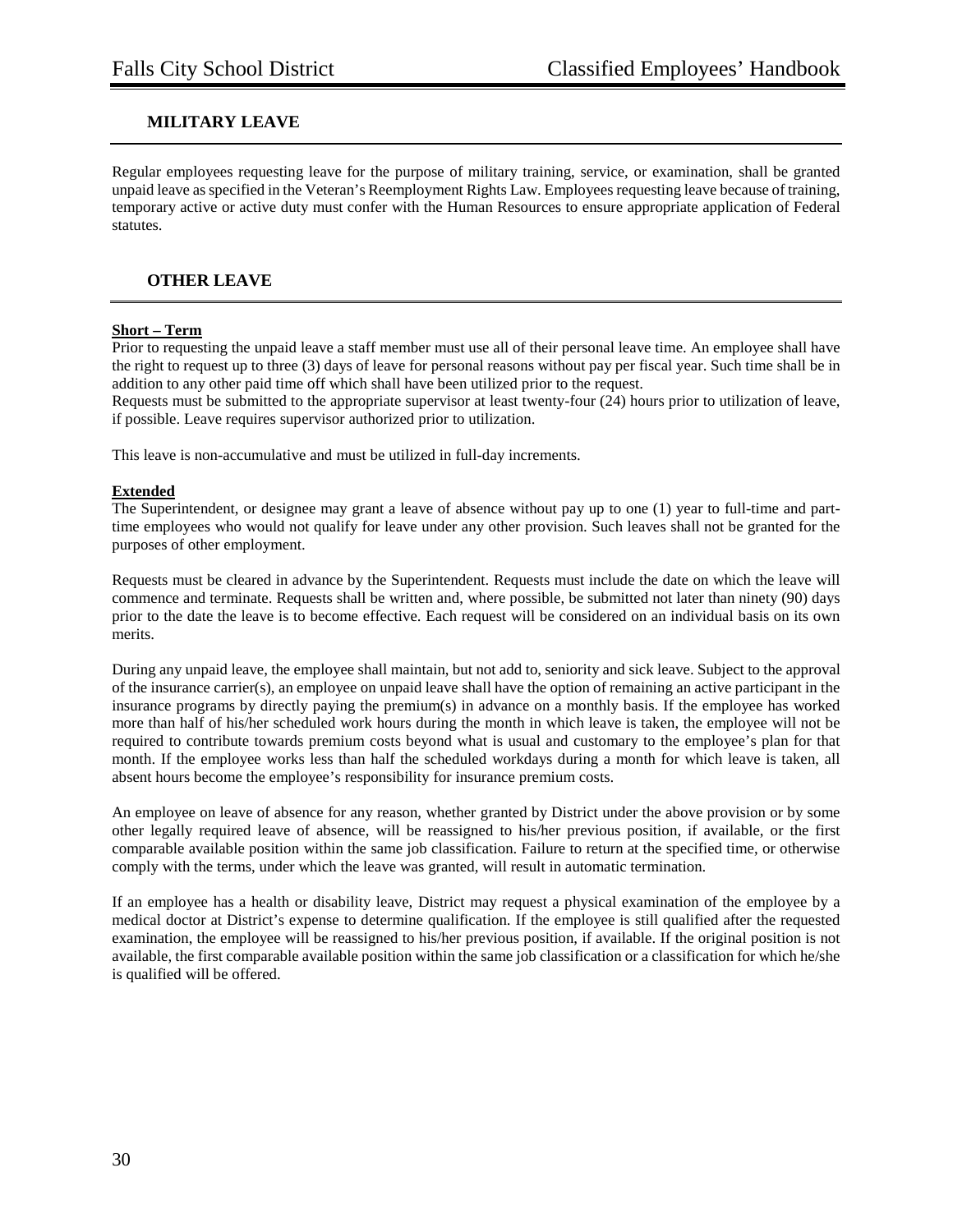## MILITARY LEAVE

Regular employees requesting leave for the purpose of military training, service, or examination, shall be granted unpaid leave as specified in the Veteran's Reemployment Rights Law. Employees requesting leave because of training, temporary active or active duty must confer with the Human Resources to ensure appropriate application of Federal statutes.

## OTHER LEAVE

**Short – Term**

Prior to requesting the unpaid leave a staff member must use all of their personal leave time. An employee shall have the right to request up to three (3) days of leave for personal reasons without pay per fiscal year. Such time shall be in addition to any other paid time off which shall have been utilized prior to the request.

Requests must be submitted to the appropriate supervisor at least twenty-four (24) hours prior to utilization of leave, if possible. Leave requires supervisor authorized prior to utilization.

This leave is non-accumulative and must be utilized in full-day increments.

**Extended**

The Superintendent, or designee may grant a leave of absence without pay up to one (1) year to full-time and part-time employees who would not qualify for leave under any other provision. Such leaves shall not be granted for the purposes of other employment.

Requests must be cleared in advance by the Superintendent. Requests must include the date on which the leave will commence and terminate. Requests shall be written and, where possible, be submitted not later than ninety (90) days prior to the date the leave is to become effective. Each request will be considered on an individual basis on its own merits.

During any unpaid leave, the employee shall maintain, but not add to, seniority and sick leave. Subject to the approval of the insurance carrier(s), an employee on unpaid leave shall have the option of remaining an active participant in the insurance programs by directly paying the premium(s) in advance on a monthly basis. If the employee has worked more than half of his/her scheduled work hours during the month in which leave is taken, the employee will not be required to contribute towards premium costs beyond what is usual and customary to the employee's plan for that month. If the employee works less than half the scheduled workdays during a month for which leave is taken, all absent hours become the employee's responsibility for insurance premium costs.

An employee on leave of absence for any reason, whether granted by District under the above provision or by some other legally required leave of absence, will be reassigned to his/her previous position, if available, or the first comparable available position within the same job classification. Failure to return at the specified time, or otherwise comply with the terms, under which the leave was granted, will result in automatic termination.

If an employee has a health or disability leave, District may request a physical examination of the employee by a medical doctor at District's expense to determine qualification. If the employee is still qualified after the requested examination, the employee will be reassigned to his/her previous position, if available. If the original position is not available, the first comparable available position within the same job classification or a classification for which he/she is qualified will be offered.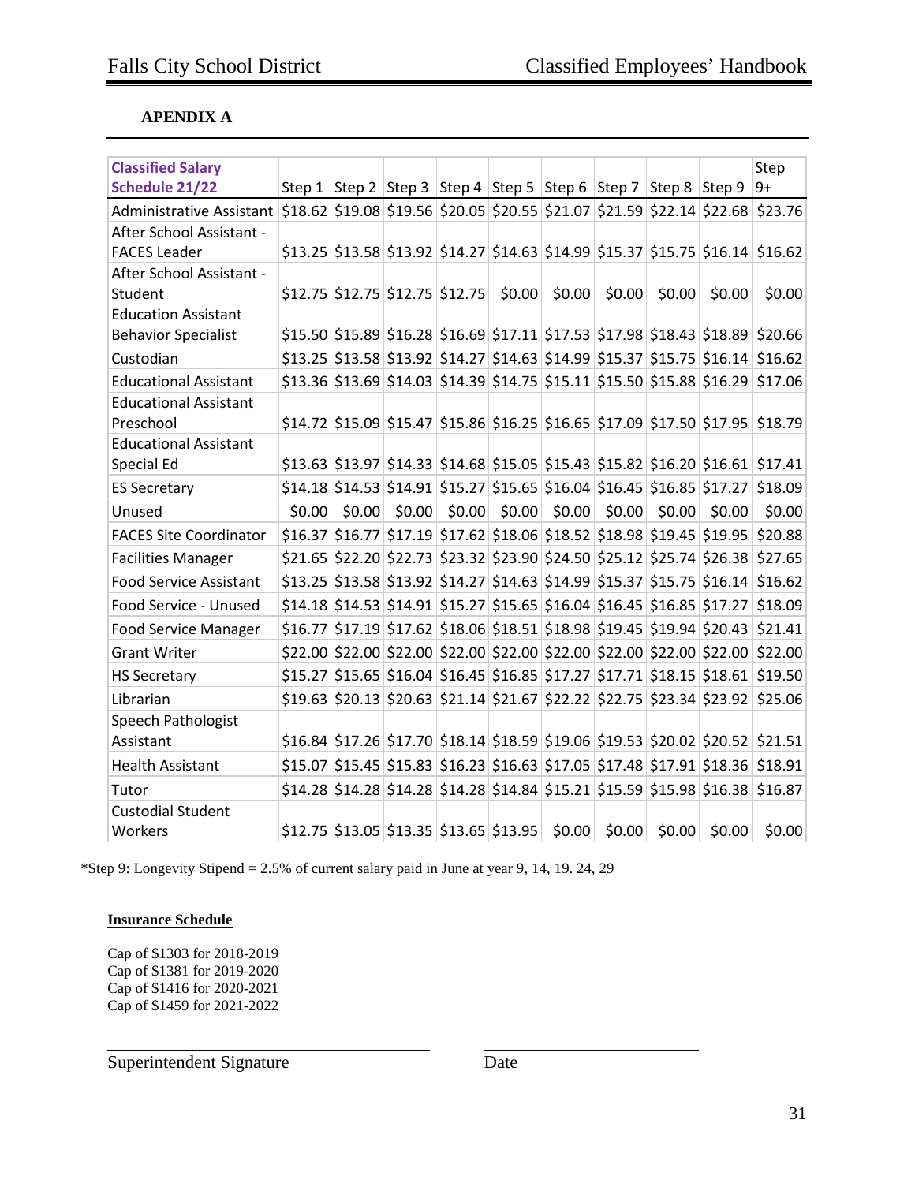## APENDIX A

| Classified Salary Schedule 21/22 | Step 1 | Step 2 | Step 3 | Step 4 | Step 5 | Step 6 | Step 7 | Step 8 | Step 9 | Step 9+ |
|---|---|---|---|---|---|---|---|---|---|---|
| Administrative Assistant | $18.62 | $19.08 | $19.56 | $20.05 | $20.55 | $21.07 | $21.59 | $22.14 | $22.68 | $23.76 |
| After School Assistant - FACES Leader | $13.25 | $13.58 | $13.92 | $14.27 | $14.63 | $14.99 | $15.37 | $15.75 | $16.14 | $16.62 |
| After School Assistant - Student | $12.75 | $12.75 | $12.75 | $12.75 | $0.00 | $0.00 | $0.00 | $0.00 | $0.00 | $0.00 |
| Education Assistant Behavior Specialist | $15.50 | $15.89 | $16.28 | $16.69 | $17.11 | $17.53 | $17.98 | $18.43 | $18.89 | $20.66 |
| Custodian | $13.25 | $13.58 | $13.92 | $14.27 | $14.63 | $14.99 | $15.37 | $15.75 | $16.14 | $16.62 |
| Educational Assistant | $13.36 | $13.69 | $14.03 | $14.39 | $14.75 | $15.11 | $15.50 | $15.88 | $16.29 | $17.06 |
| Educational Assistant Preschool | $14.72 | $15.09 | $15.47 | $15.86 | $16.25 | $16.65 | $17.09 | $17.50 | $17.95 | $18.79 |
| Educational Assistant Special Ed | $13.63 | $13.97 | $14.33 | $14.68 | $15.05 | $15.43 | $15.82 | $16.20 | $16.61 | $17.41 |
| ES Secretary | $14.18 | $14.53 | $14.91 | $15.27 | $15.65 | $16.04 | $16.45 | $16.85 | $17.27 | $18.09 |
| Unused | $0.00 | $0.00 | $0.00 | $0.00 | $0.00 | $0.00 | $0.00 | $0.00 | $0.00 | $0.00 |
| FACES Site Coordinator | $16.37 | $16.77 | $17.19 | $17.62 | $18.06 | $18.52 | $18.98 | $19.45 | $19.95 | $20.88 |
| Facilities Manager | $21.65 | $22.20 | $22.73 | $23.32 | $23.90 | $24.50 | $25.12 | $25.74 | $26.38 | $27.65 |
| Food Service Assistant | $13.25 | $13.58 | $13.92 | $14.27 | $14.63 | $14.99 | $15.37 | $15.75 | $16.14 | $16.62 |
| Food Service - Unused | $14.18 | $14.53 | $14.91 | $15.27 | $15.65 | $16.04 | $16.45 | $16.85 | $17.27 | $18.09 |
| Food Service Manager | $16.77 | $17.19 | $17.62 | $18.06 | $18.51 | $18.98 | $19.45 | $19.94 | $20.43 | $21.41 |
| Grant Writer | $22.00 | $22.00 | $22.00 | $22.00 | $22.00 | $22.00 | $22.00 | $22.00 | $22.00 | $22.00 |
| HS Secretary | $15.27 | $15.65 | $16.04 | $16.45 | $16.85 | $17.27 | $17.71 | $18.15 | $18.61 | $19.50 |
| Librarian | $19.63 | $20.13 | $20.63 | $21.14 | $21.67 | $22.22 | $22.75 | $23.34 | $23.92 | $25.06 |
| Speech Pathologist Assistant | $16.84 | $17.26 | $17.70 | $18.14 | $18.59 | $19.06 | $19.53 | $20.02 | $20.52 | $21.51 |
| Health Assistant | $15.07 | $15.45 | $15.83 | $16.23 | $16.63 | $17.05 | $17.48 | $17.91 | $18.36 | $18.91 |
| Tutor | $14.28 | $14.28 | $14.28 | $14.28 | $14.84 | $15.21 | $15.59 | $15.98 | $16.38 | $16.87 |
| Custodial Student Workers | $12.75 | $13.05 | $13.35 | $13.65 | $13.95 | $0.00 | $0.00 | $0.00 | $0.00 | $0.00 |

*Step 9: Longevity Stipend = 2.5% of current salary paid in June at year 9, 14, 19. 24, 29

**Insurance Schedule**

Cap of $1303 for 2018-2019
Cap of $1381 for 2019-2020
Cap of $1416 for 2020-2021
Cap of $1459 for 2021-2022

\_\_\_\_\_\_\_\_\_\_\_\_\_\_\_\_\_\_\_\_\_\_\_\_\_\_\_\_\_\_ \_\_\_\_\_\_\_\_\_\_\_\_\_\_\_\_\_\_\_\_

Superintendent Signature Date